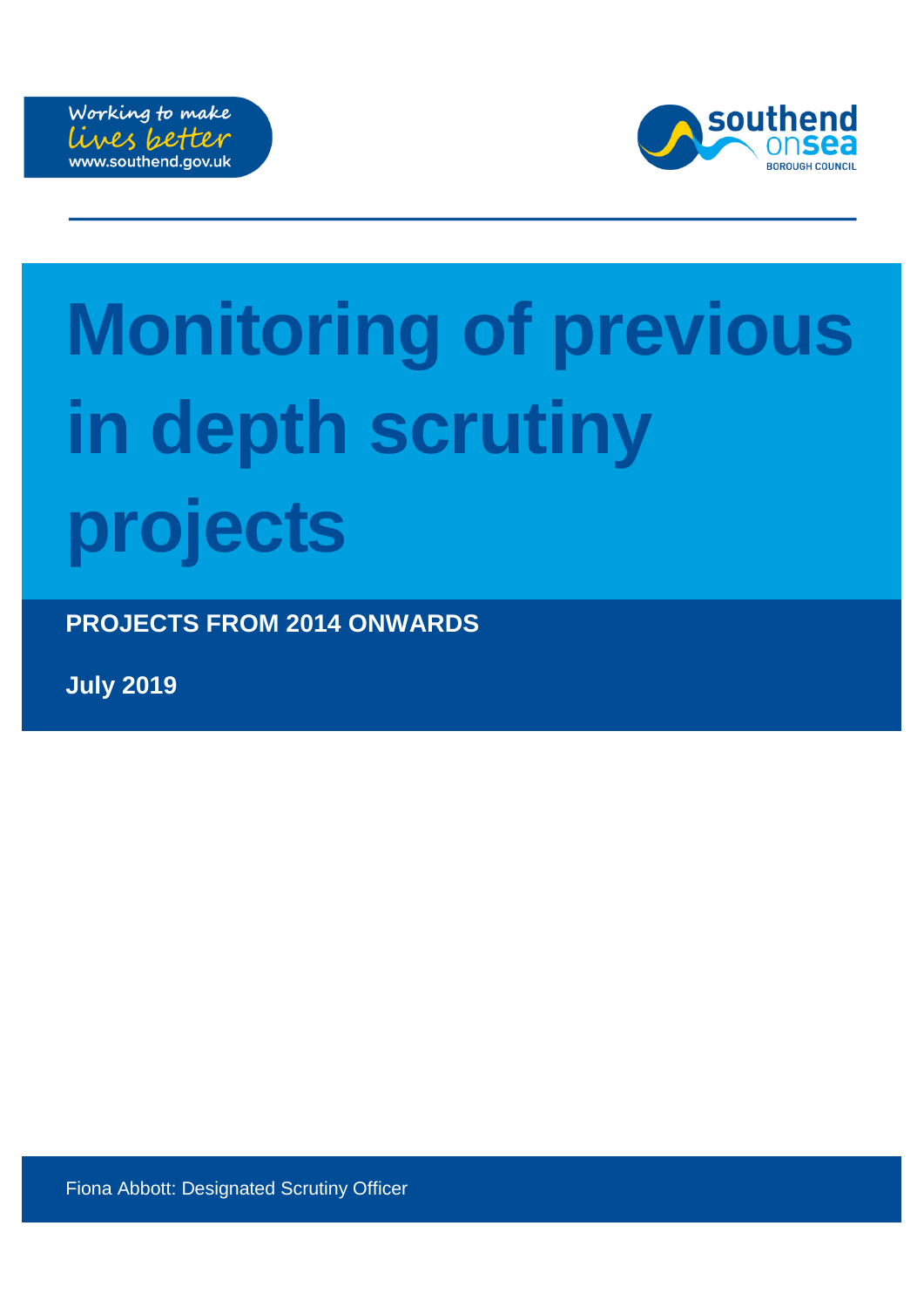Working to make lives better
www.southend.gov.uk

southend on sea
BOROUGH COUNCIL

# Monitoring of previous in depth scrutiny projects

**PROJECTS FROM 2014 ONWARDS**

**July 2019**

Fiona Abbott: Designated Scrutiny Officer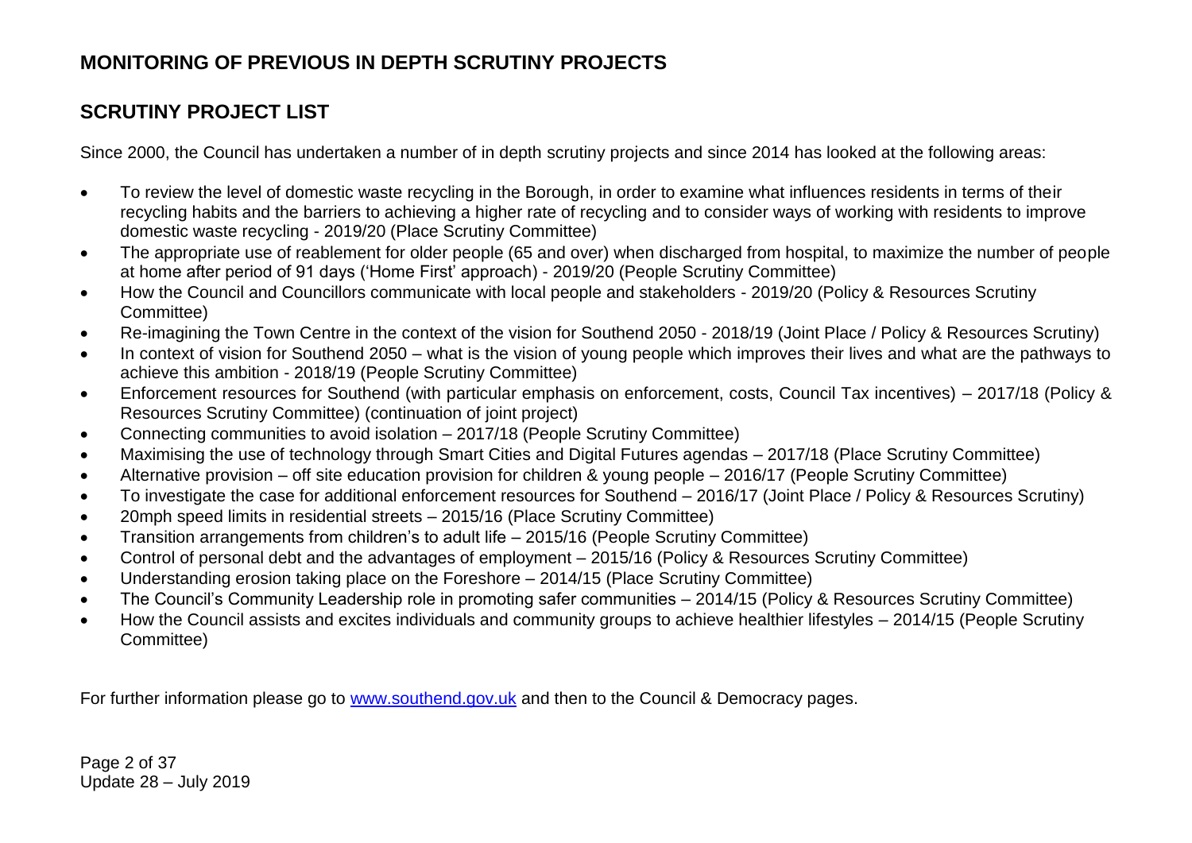# MONITORING OF PREVIOUS IN DEPTH SCRUTINY PROJECTS

## SCRUTINY PROJECT LIST

Since 2000, the Council has undertaken a number of in depth scrutiny projects and since 2014 has looked at the following areas:

- To review the level of domestic waste recycling in the Borough, in order to examine what influences residents in terms of their recycling habits and the barriers to achieving a higher rate of recycling and to consider ways of working with residents to improve domestic waste recycling - 2019/20 (Place Scrutiny Committee)
- The appropriate use of reablement for older people (65 and over) when discharged from hospital, to maximize the number of people at home after period of 91 days ('Home First' approach) - 2019/20 (People Scrutiny Committee)
- How the Council and Councillors communicate with local people and stakeholders - 2019/20 (Policy & Resources Scrutiny Committee)
- Re-imagining the Town Centre in the context of the vision for Southend 2050 - 2018/19 (Joint Place / Policy & Resources Scrutiny)
- In context of vision for Southend 2050 – what is the vision of young people which improves their lives and what are the pathways to achieve this ambition - 2018/19 (People Scrutiny Committee)
- Enforcement resources for Southend (with particular emphasis on enforcement, costs, Council Tax incentives) – 2017/18 (Policy & Resources Scrutiny Committee) (continuation of joint project)
- Connecting communities to avoid isolation – 2017/18 (People Scrutiny Committee)
- Maximising the use of technology through Smart Cities and Digital Futures agendas – 2017/18 (Place Scrutiny Committee)
- Alternative provision – off site education provision for children & young people – 2016/17 (People Scrutiny Committee)
- To investigate the case for additional enforcement resources for Southend – 2016/17 (Joint Place / Policy & Resources Scrutiny)
- 20mph speed limits in residential streets – 2015/16 (Place Scrutiny Committee)
- Transition arrangements from children's to adult life – 2015/16 (People Scrutiny Committee)
- Control of personal debt and the advantages of employment – 2015/16 (Policy & Resources Scrutiny Committee)
- Understanding erosion taking place on the Foreshore – 2014/15 (Place Scrutiny Committee)
- The Council's Community Leadership role in promoting safer communities – 2014/15 (Policy & Resources Scrutiny Committee)
- How the Council assists and excites individuals and community groups to achieve healthier lifestyles – 2014/15 (People Scrutiny Committee)

For further information please go to [www.southend.gov.uk](http://www.southend.gov.uk) and then to the Council & Democracy pages.

Update 28 – July 2019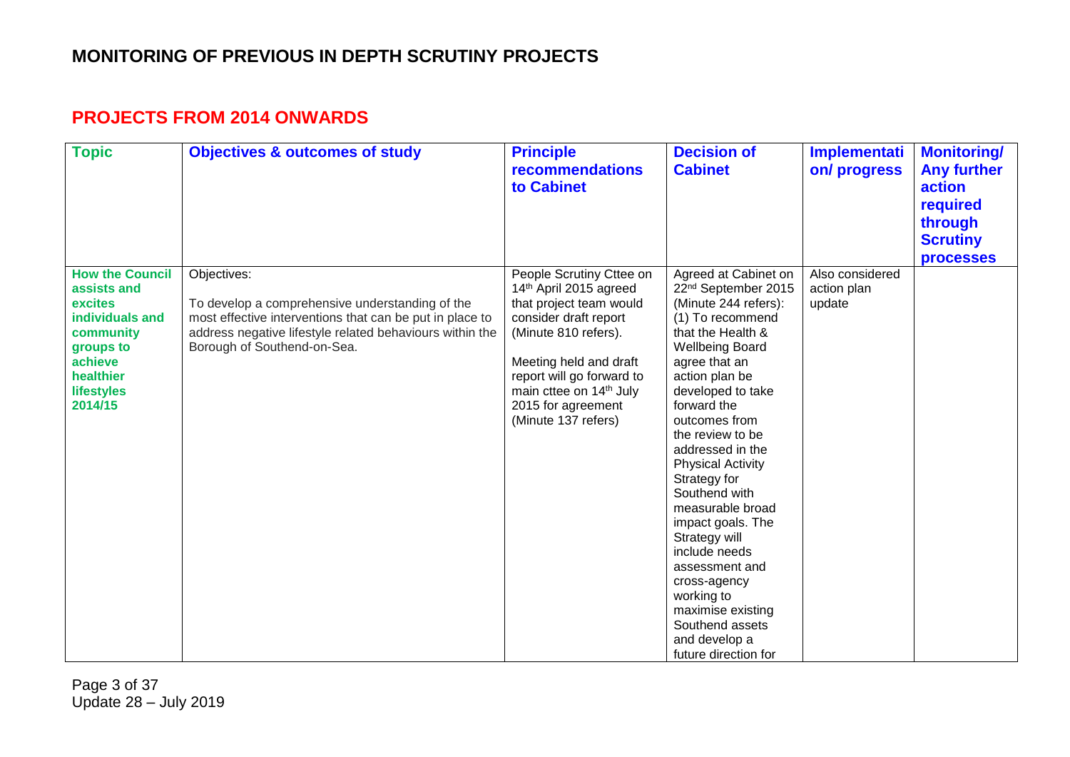# MONITORING OF PREVIOUS IN DEPTH SCRUTINY PROJECTS

## PROJECTS FROM 2014 ONWARDS

| Topic | Objectives & outcomes of study | Principle recommendations to Cabinet | Decision of Cabinet | Implementation/ progress | Monitoring/ Any further action required through Scrutiny processes |
|---|---|---|---|---|---|
| **How the Council assists and excites individuals and community groups to achieve healthier lifestyles 2014/15** | Objectives:<br><br>To develop a comprehensive understanding of the most effective interventions that can be put in place to address negative lifestyle related behaviours within the Borough of Southend-on-Sea. | People Scrutiny Cttee on 14th April 2015 agreed that project team would consider draft report (Minute 810 refers).<br><br>Meeting held and draft report will go forward to main cttee on 14th July 2015 for agreement (Minute 137 refers) | Agreed at Cabinet on 22nd September 2015 (Minute 244 refers):<br>(1) To recommend that the Health & Wellbeing Board agree that an action plan be developed to take forward the outcomes from the review to be addressed in the Physical Activity Strategy for Southend with measurable broad impact goals. The Strategy will include needs assessment and cross-agency working to maximise existing Southend assets and develop a future direction for | Also considered action plan update | |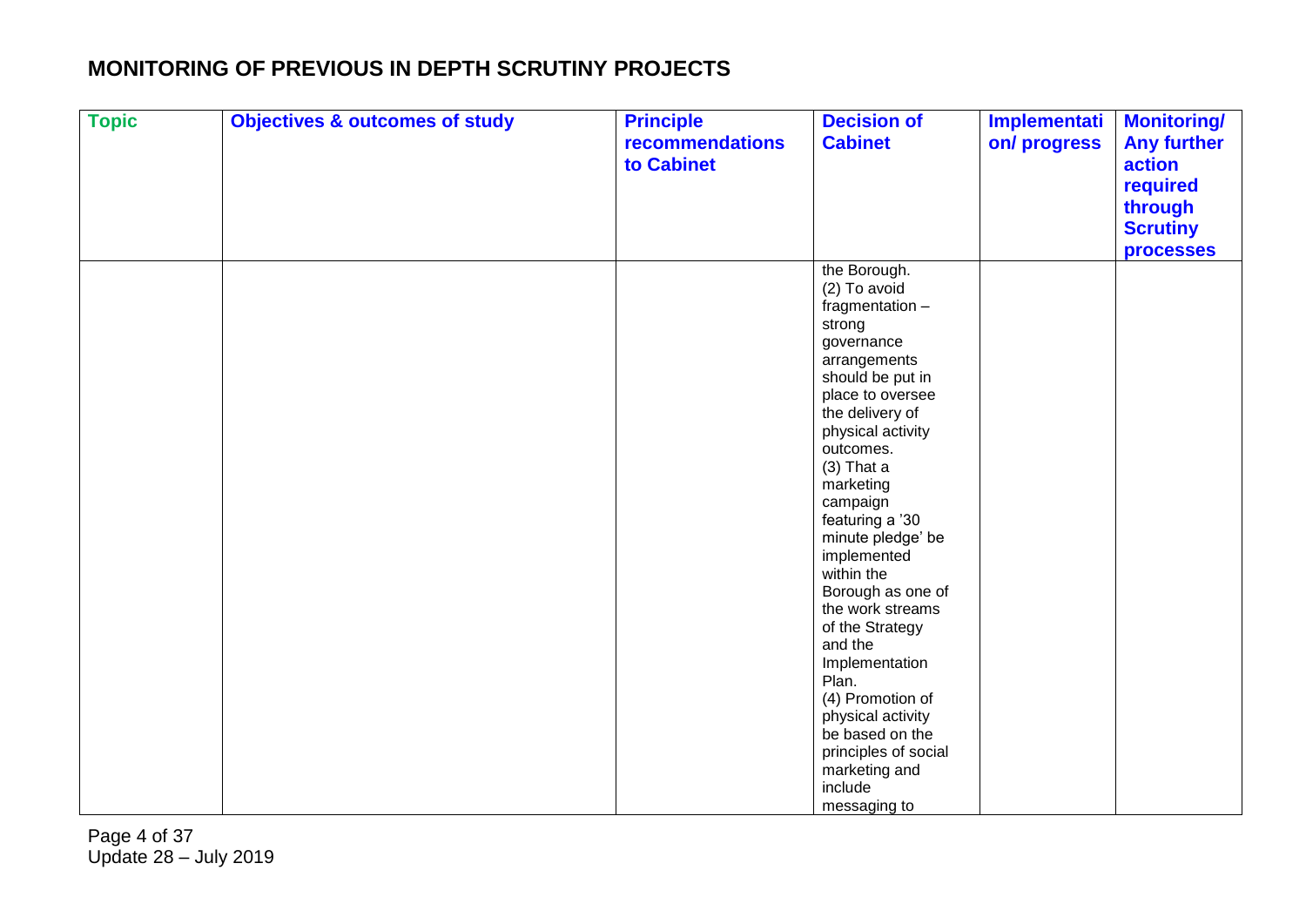# MONITORING OF PREVIOUS IN DEPTH SCRUTINY PROJECTS

| Topic | Objectives & outcomes of study | Principle recommendations to Cabinet | Decision of Cabinet | Implementation/ progress | Monitoring/ Any further action required through Scrutiny processes |
|---|---|---|---|---|---|
| | | | the Borough.<br>(2) To avoid fragmentation – strong governance arrangements should be put in place to oversee the delivery of physical activity outcomes.<br>(3) That a marketing campaign featuring a '30 minute pledge' be implemented within the Borough as one of the work streams of the Strategy and the Implementation Plan.<br>(4) Promotion of physical activity be based on the principles of social marketing and include messaging to | | |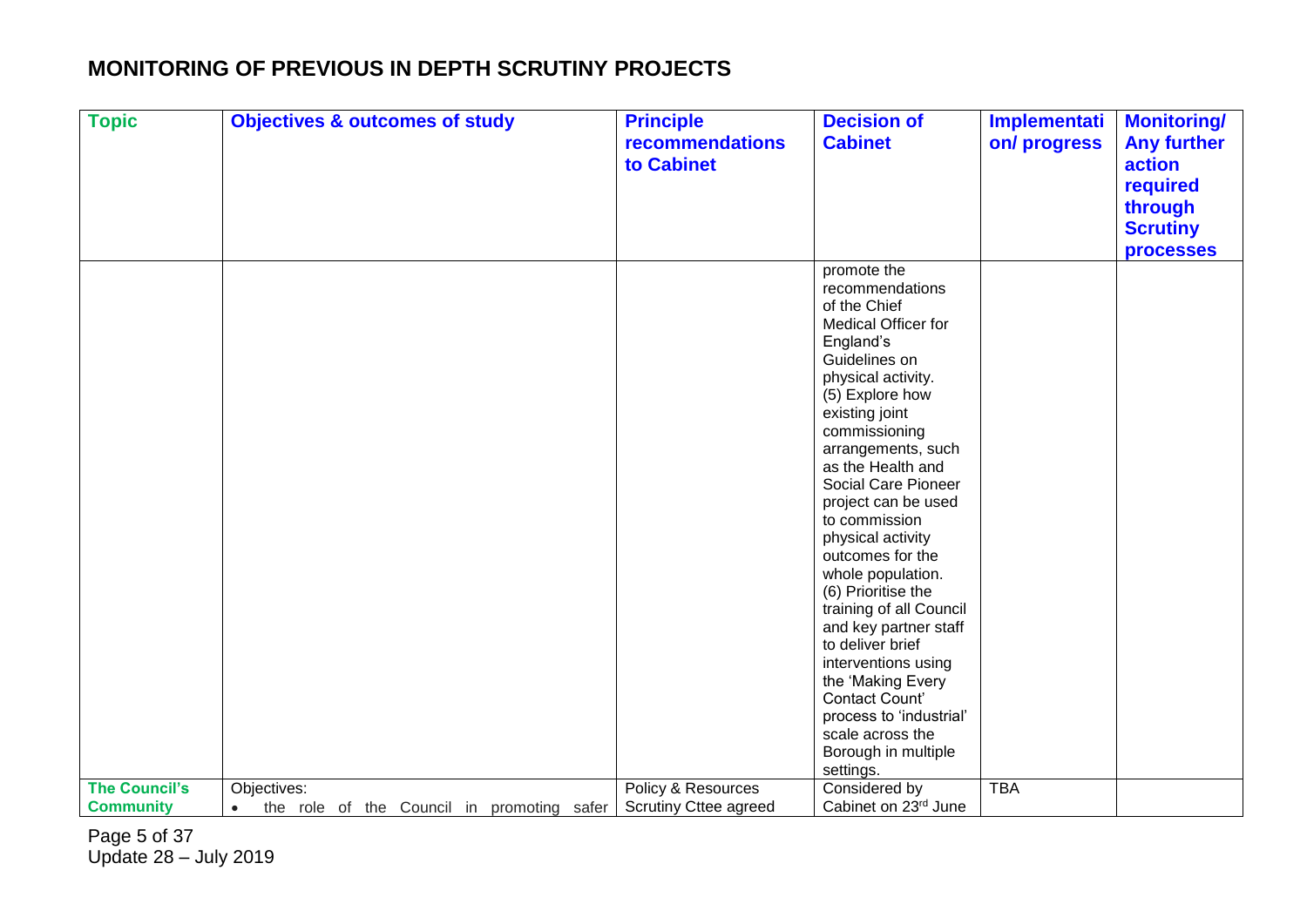# MONITORING OF PREVIOUS IN DEPTH SCRUTINY PROJECTS

| Topic | Objectives & outcomes of study | Principle recommendations to Cabinet | Decision of Cabinet | Implementation/ progress | Monitoring/ Any further action required through Scrutiny processes |
|---|---|---|---|---|---|
| | | | promote the recommendations of the Chief Medical Officer for England's Guidelines on physical activity. (5) Explore how existing joint commissioning arrangements, such as the Health and Social Care Pioneer project can be used to commission physical activity outcomes for the whole population. (6) Prioritise the training of all Council and key partner staff to deliver brief interventions using the 'Making Every Contact Count' process to 'industrial' scale across the Borough in multiple settings. | | |
| The Council's Community | Objectives:<br>• the role of the Council in promoting safer | Policy & Resources Scrutiny Cttee agreed | Considered by Cabinet on 23rd June | TBA | |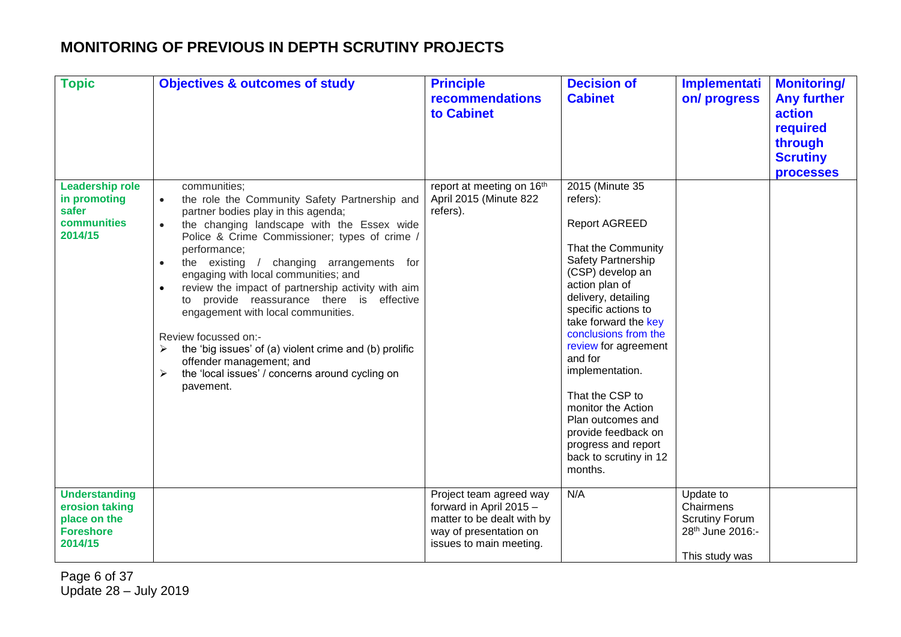# MONITORING OF PREVIOUS IN DEPTH SCRUTINY PROJECTS

| Topic | Objectives & outcomes of study | Principle recommendations to Cabinet | Decision of Cabinet | Implementation/ progress | Monitoring/ Any further action required through Scrutiny processes |
|---|---|---|---|---|---|
| **Leadership role in promoting safer communities 2014/15** | communities;<br>• the role the Community Safety Partnership and partner bodies play in this agenda;<br>• the changing landscape with the Essex wide Police & Crime Commissioner; types of crime / performance;<br>• the existing / changing arrangements for engaging with local communities; and<br>• review the impact of partnership activity with aim to provide reassurance there is effective engagement with local communities.<br><br>Review focussed on:-<br>➢ the 'big issues' of (a) violent crime and (b) prolific offender management; and<br>➢ the 'local issues' / concerns around cycling on pavement. | report at meeting on 16th April 2015 (Minute 822 refers). | 2015 (Minute 35 refers):<br><br>Report AGREED<br><br>That the Community Safety Partnership (CSP) develop an action plan of delivery, detailing specific actions to take forward the key conclusions from the review for agreement and for implementation.<br><br>That the CSP to monitor the Action Plan outcomes and provide feedback on progress and report back to scrutiny in 12 months. | | |
| **Understanding erosion taking place on the Foreshore 2014/15** | | Project team agreed way forward in April 2015 – matter to be dealt with by way of presentation on issues to main meeting. | N/A | Update to Chairmens Scrutiny Forum 28th June 2016:-<br><br>This study was | |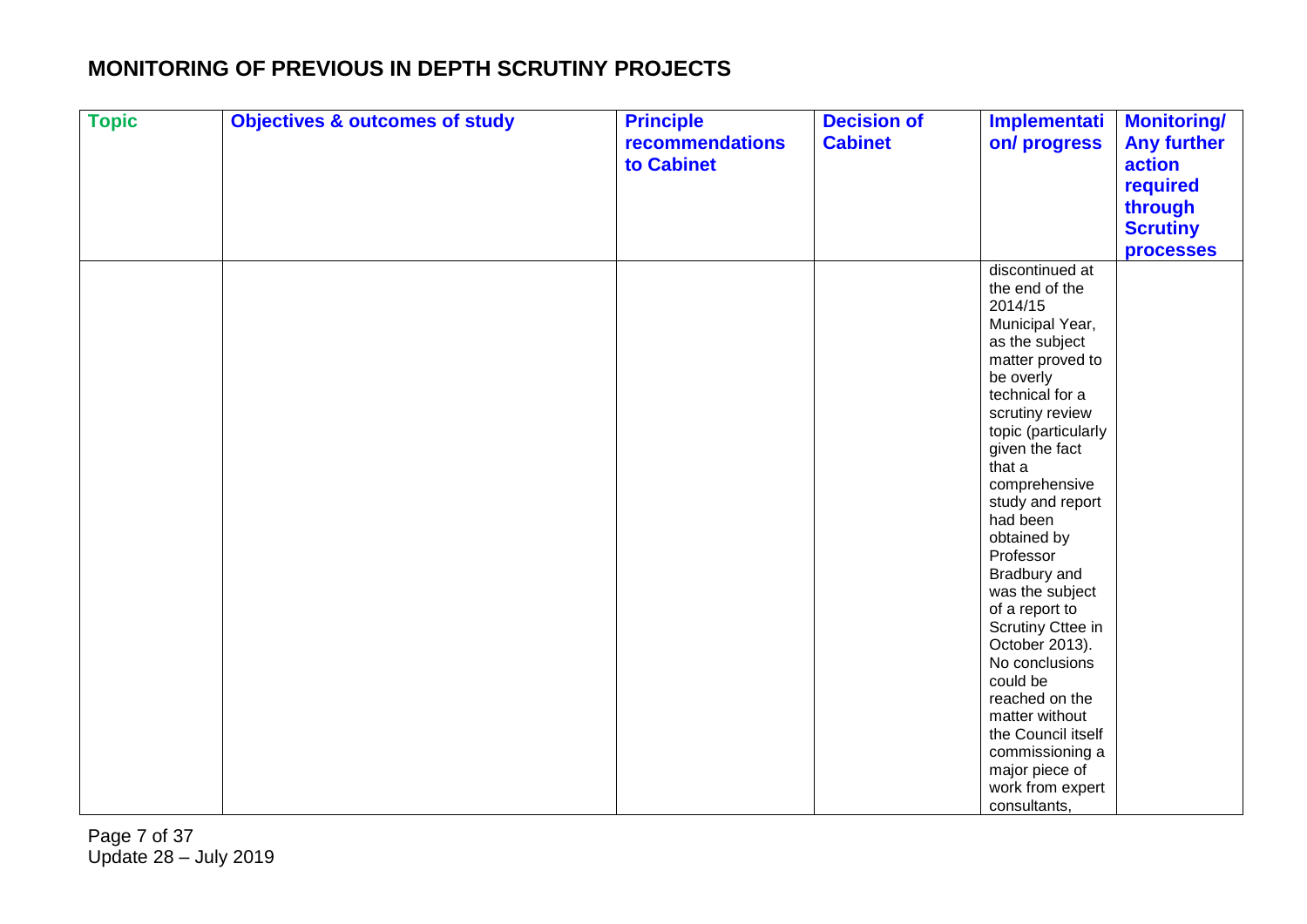## MONITORING OF PREVIOUS IN DEPTH SCRUTINY PROJECTS

| Topic | Objectives & outcomes of study | Principle recommendations to Cabinet | Decision of Cabinet | Implementation/ progress | Monitoring/ Any further action required through Scrutiny processes |
|---|---|---|---|---|---|
| | | | | discontinued at the end of the 2014/15 Municipal Year, as the subject matter proved to be overly technical for a scrutiny review topic (particularly given the fact that a comprehensive study and report had been obtained by Professor Bradbury and was the subject of a report to Scrutiny Cttee in October 2013). No conclusions could be reached on the matter without the Council itself commissioning a major piece of work from expert consultants, | |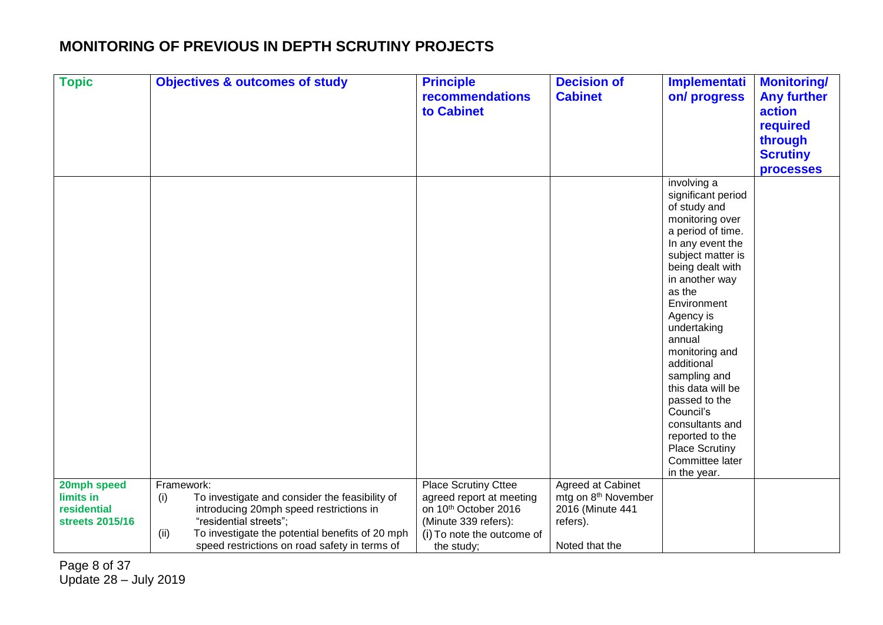# MONITORING OF PREVIOUS IN DEPTH SCRUTINY PROJECTS

| Topic | Objectives & outcomes of study | Principle recommendations to Cabinet | Decision of Cabinet | Implementation/ progress | Monitoring/ Any further action required through Scrutiny processes |
|---|---|---|---|---|---|
| | | | | involving a significant period of study and monitoring over a period of time. In any event the subject matter is being dealt with in another way as the Environment Agency is undertaking annual monitoring and additional sampling and this data will be passed to the Council's consultants and reported to the Place Scrutiny Committee later in the year. | |
| **20mph speed limits in residential streets 2015/16** | Framework:<br>(i) To investigate and consider the feasibility of introducing 20mph speed restrictions in "residential streets";<br>(ii) To investigate the potential benefits of 20 mph speed restrictions on road safety in terms of | Place Scrutiny Cttee agreed report at meeting on 10th October 2016 (Minute 339 refers):<br>(i) To note the outcome of the study; | Agreed at Cabinet mtg on 8th November 2016 (Minute 441 refers).<br><br>Noted that the | | |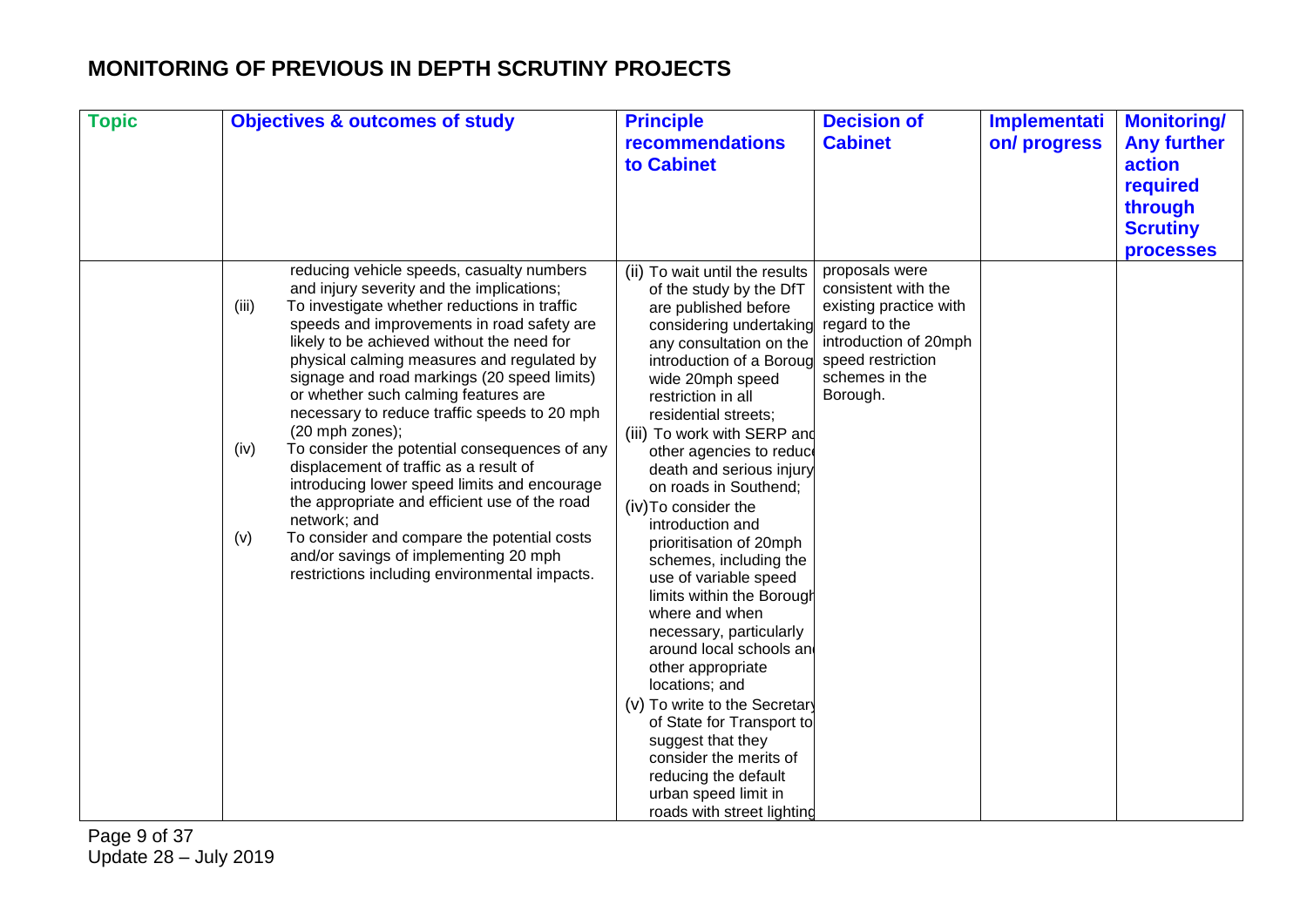# MONITORING OF PREVIOUS IN DEPTH SCRUTINY PROJECTS

| Topic | Objectives & outcomes of study | Principle recommendations to Cabinet | Decision of Cabinet | Implementation/ progress | Monitoring/ Any further action required through Scrutiny processes |
|---|---|---|---|---|---|
| | reducing vehicle speeds, casualty numbers and injury severity and the implications;<br>(iii) To investigate whether reductions in traffic speeds and improvements in road safety are likely to be achieved without the need for physical calming measures and regulated by signage and road markings (20 speed limits) or whether such calming features are necessary to reduce traffic speeds to 20 mph (20 mph zones);<br>(iv) To consider the potential consequences of any displacement of traffic as a result of introducing lower speed limits and encourage the appropriate and efficient use of the road network; and<br>(v) To consider and compare the potential costs and/or savings of implementing 20 mph restrictions including environmental impacts. | (ii) To wait until the results of the study by the DfT are published before considering undertaking any consultation on the introduction of a Borough wide 20mph speed restriction in all residential streets;<br>(iii) To work with SERP and other agencies to reduce death and serious injury on roads in Southend;<br>(iv) To consider the introduction and prioritisation of 20mph schemes, including the use of variable speed limits within the Borough where and when necessary, particularly around local schools and other appropriate locations; and<br>(v) To write to the Secretary of State for Transport to suggest that they consider the merits of reducing the default urban speed limit in roads with street lighting | proposals were consistent with the existing practice with regard to the introduction of 20mph speed restriction schemes in the Borough. | | |

Update 28 – July 2019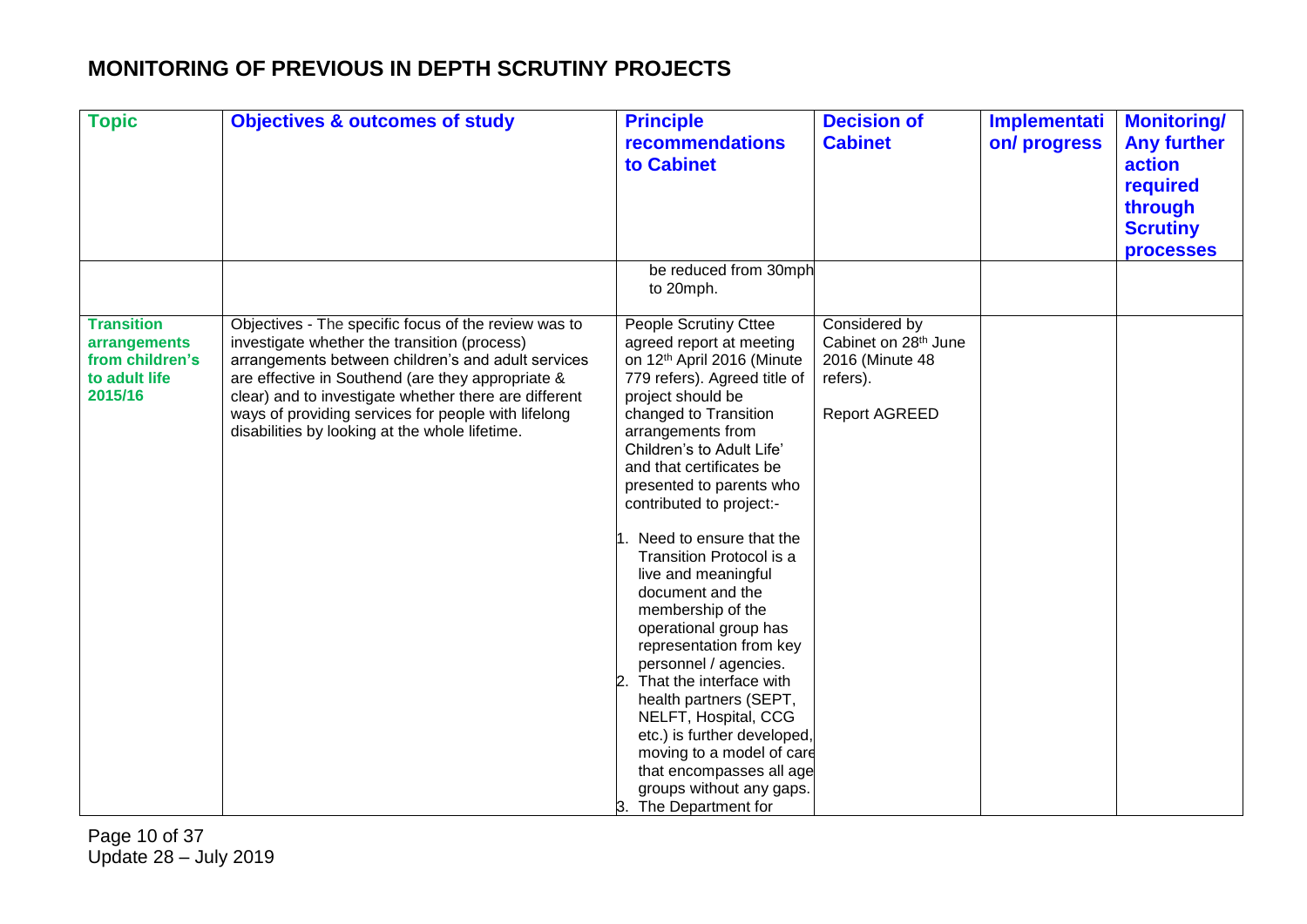# MONITORING OF PREVIOUS IN DEPTH SCRUTINY PROJECTS

| Topic | Objectives & outcomes of study | Principle recommendations to Cabinet | Decision of Cabinet | Implementation/ progress | Monitoring/ Any further action required through Scrutiny processes |
|---|---|---|---|---|---|
| | | be reduced from 30mph to 20mph. | | | |
| **Transition arrangements from children's to adult life 2015/16** | Objectives - The specific focus of the review was to investigate whether the transition (process) arrangements between children's and adult services are effective in Southend (are they appropriate & clear) and to investigate whether there are different ways of providing services for people with lifelong disabilities by looking at the whole lifetime. | People Scrutiny Cttee agreed report at meeting on 12th April 2016 (Minute 779 refers). Agreed title of project should be changed to Transition arrangements from Children's to Adult Life' and that certificates be presented to parents who contributed to project:-<br><br>1. Need to ensure that the Transition Protocol is a live and meaningful document and the membership of the operational group has representation from key personnel / agencies.<br>2. That the interface with health partners (SEPT, NELFT, Hospital, CCG etc.) is further developed, moving to a model of care that encompasses all age groups without any gaps.<br>3. The Department for | Considered by Cabinet on 28th June 2016 (Minute 48 refers).<br><br>Report AGREED | | |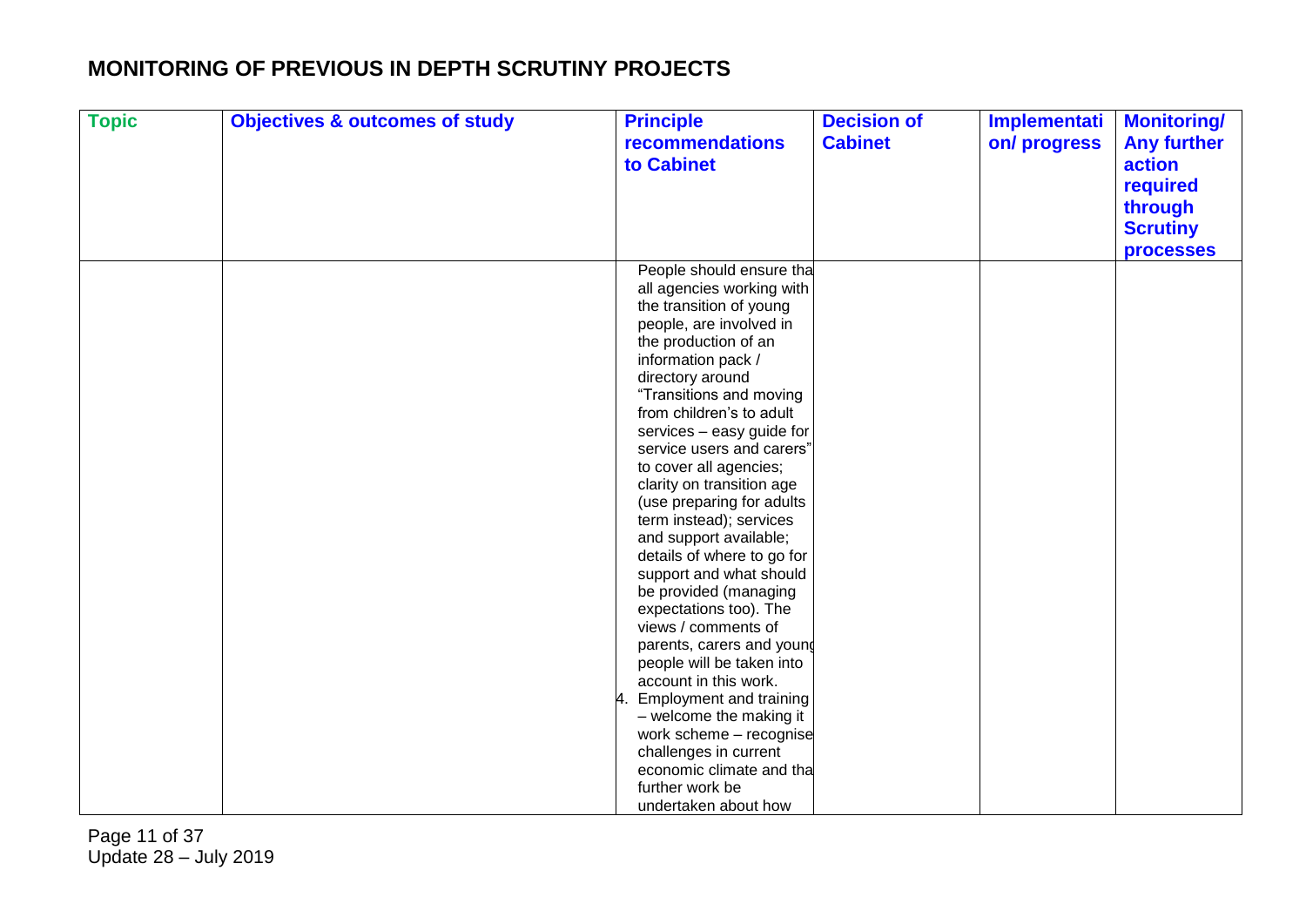# MONITORING OF PREVIOUS IN DEPTH SCRUTINY PROJECTS

| Topic | Objectives & outcomes of study | Principle recommendations to Cabinet | Decision of Cabinet | Implementation/ progress | Monitoring/ Any further action required through Scrutiny processes |
|---|---|---|---|---|---|
| | | People should ensure tha all agencies working with the transition of young people, are involved in the production of an information pack / directory around "Transitions and moving from children's to adult services – easy guide for service users and carers" to cover all agencies; clarity on transition age (use preparing for adults term instead); services and support available; details of where to go for support and what should be provided (managing expectations too). The views / comments of parents, carers and young people will be taken into account in this work.<br>4. Employment and training – welcome the making it work scheme – recognise challenges in current economic climate and tha further work be undertaken about how | | | |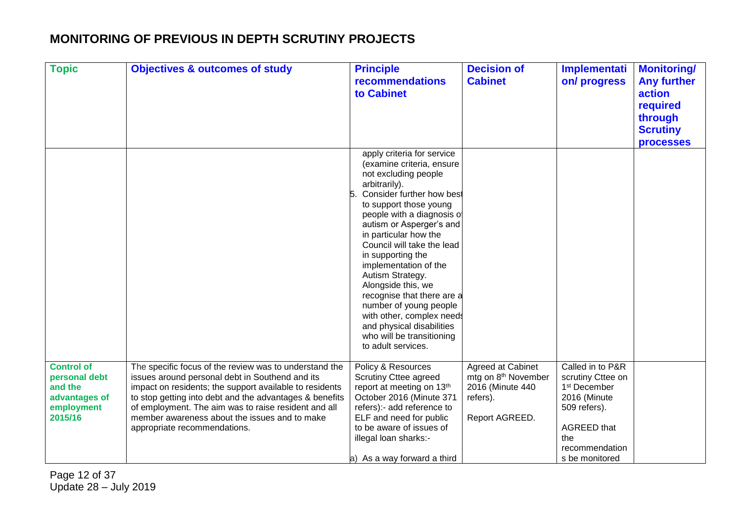# MONITORING OF PREVIOUS IN DEPTH SCRUTINY PROJECTS

| Topic | Objectives & outcomes of study | Principle recommendations to Cabinet | Decision of Cabinet | Implementation/ progress | Monitoring/ Any further action required through Scrutiny processes |
|---|---|---|---|---|---|
| | | apply criteria for service (examine criteria, ensure not excluding people arbitrarily).<br>5. Consider further how best to support those young people with a diagnosis of autism or Asperger's and in particular how the Council will take the lead in supporting the implementation of the Autism Strategy. Alongside this, we recognise that there are a number of young people with other, complex needs and physical disabilities who will be transitioning to adult services. | | | |
| **Control of personal debt and the advantages of employment 2015/16** | The specific focus of the review was to understand the issues around personal debt in Southend and its impact on residents; the support available to residents to stop getting into debt and the advantages & benefits of employment. The aim was to raise resident and all member awareness about the issues and to make appropriate recommendations. | Policy & Resources Scrutiny Cttee agreed report at meeting on 13th October 2016 (Minute 371 refers):- add reference to ELF and need for public to be aware of issues of illegal loan sharks:-<br><br>a) As a way forward a third | Agreed at Cabinet mtg on 8th November 2016 (Minute 440 refers).<br><br>Report AGREED. | Called in to P&R scrutiny Cttee on 1st December 2016 (Minute 509 refers).<br><br>AGREED that the recommendations be monitored | |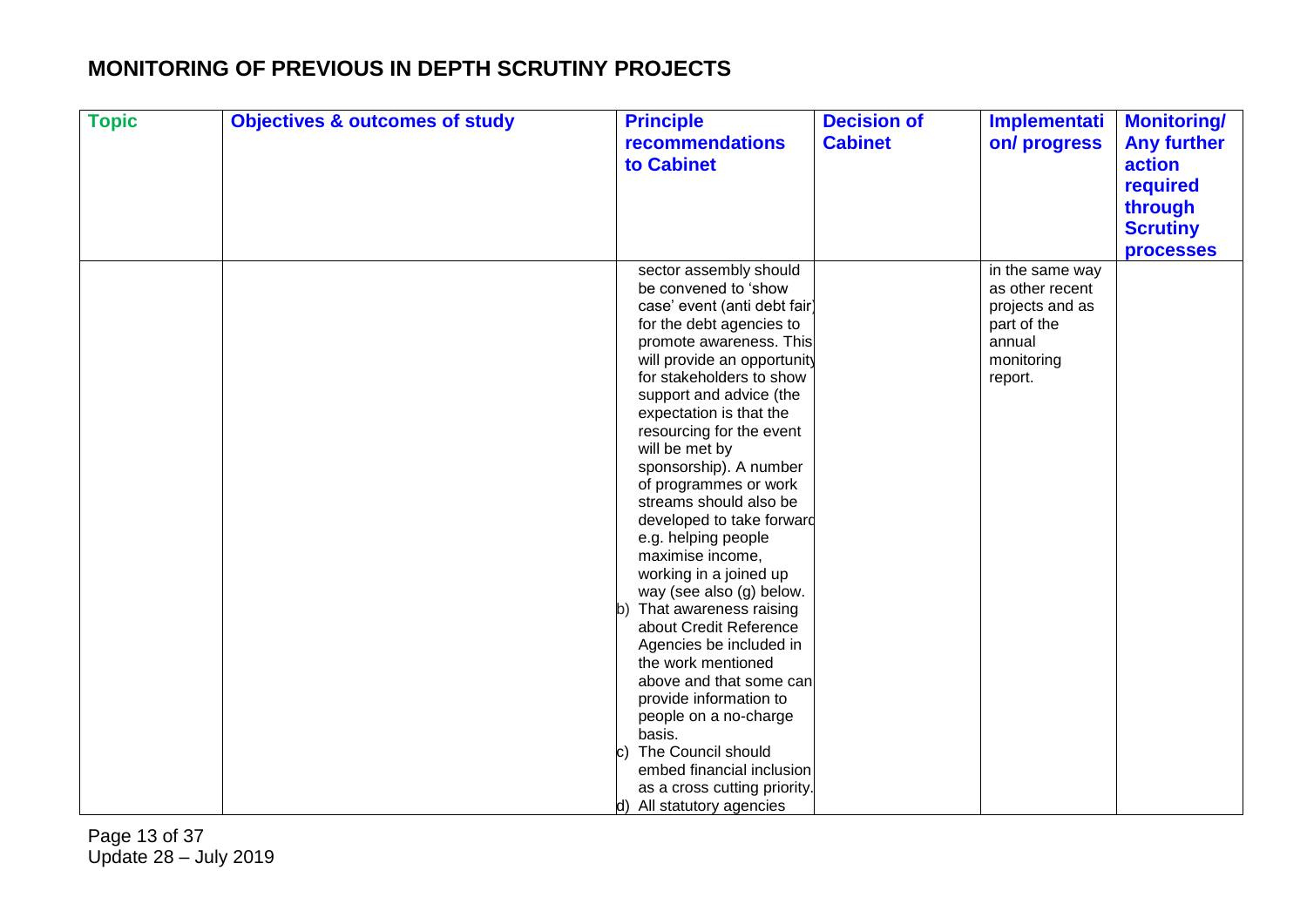# MONITORING OF PREVIOUS IN DEPTH SCRUTINY PROJECTS

| Topic | Objectives & outcomes of study | Principle recommendations to Cabinet | Decision of Cabinet | Implementation/ progress | Monitoring/ Any further action required through Scrutiny processes |
|---|---|---|---|---|---|
| | | sector assembly should be convened to 'show case' event (anti debt fair) for the debt agencies to promote awareness. This will provide an opportunity for stakeholders to show support and advice (the expectation is that the resourcing for the event will be met by sponsorship). A number of programmes or work streams should also be developed to take forward e.g. helping people maximise income, working in a joined up way (see also (g) below.<br>b) That awareness raising about Credit Reference Agencies be included in the work mentioned above and that some can provide information to people on a no-charge basis.<br>c) The Council should embed financial inclusion as a cross cutting priority.<br>d) All statutory agencies | | in the same way as other recent projects and as part of the annual monitoring report. | |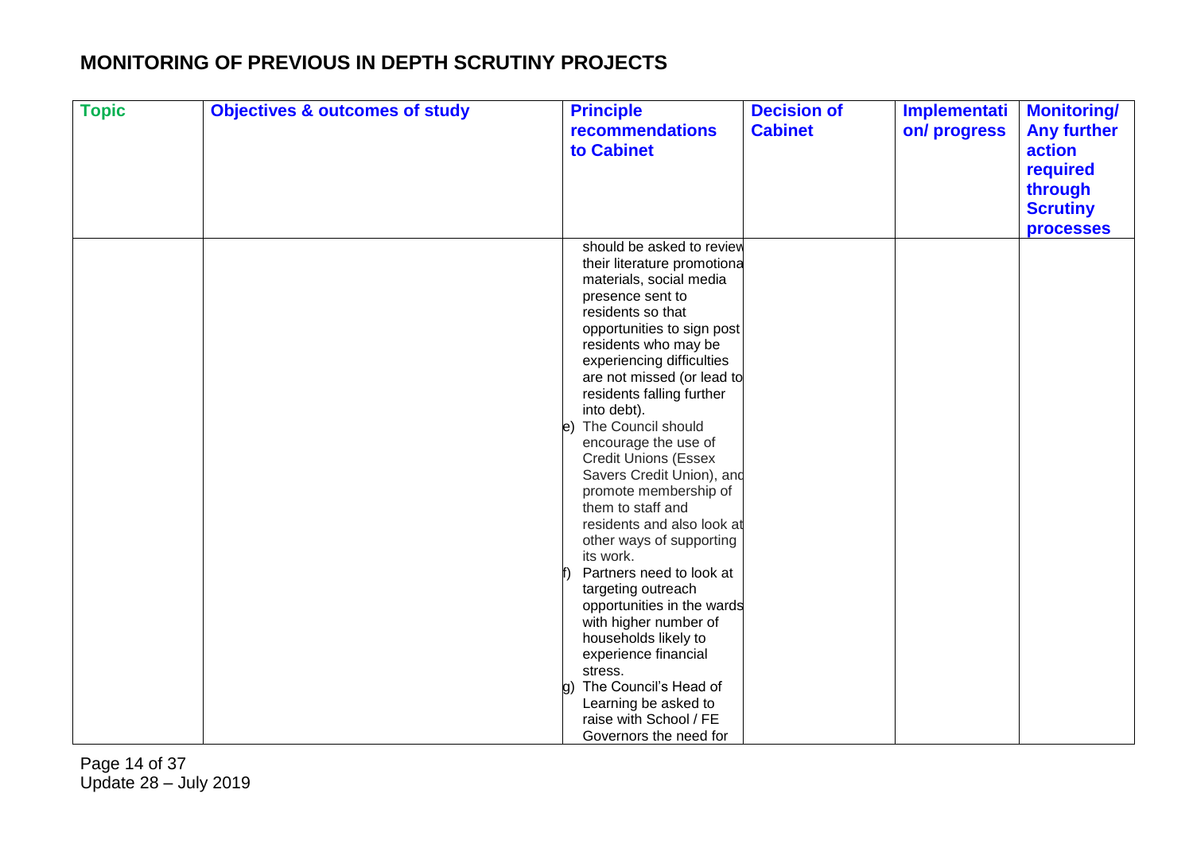# MONITORING OF PREVIOUS IN DEPTH SCRUTINY PROJECTS

| Topic | Objectives & outcomes of study | Principle recommendations to Cabinet | Decision of Cabinet | Implementation/ progress | Monitoring/ Any further action required through Scrutiny processes |
|---|---|---|---|---|---|
| | | should be asked to review their literature promotional materials, social media presence sent to residents so that opportunities to sign post residents who may be experiencing difficulties are not missed (or lead to residents falling further into debt).<br>e) The Council should encourage the use of Credit Unions (Essex Savers Credit Union), and promote membership of them to staff and residents and also look at other ways of supporting its work.<br>f) Partners need to look at targeting outreach opportunities in the wards with higher number of households likely to experience financial stress.<br>g) The Council's Head of Learning be asked to raise with School / FE Governors the need for | | | |

Update 28 – July 2019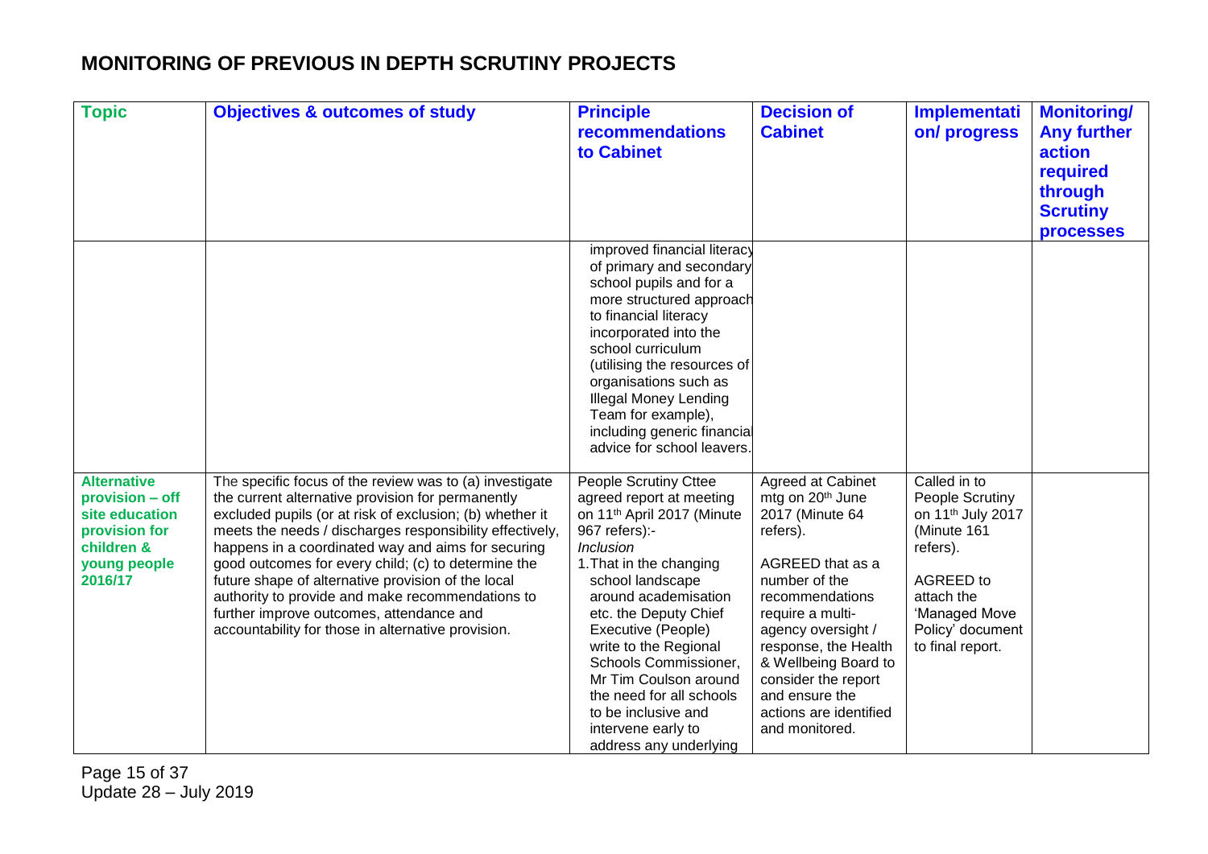# MONITORING OF PREVIOUS IN DEPTH SCRUTINY PROJECTS

| Topic | Objectives & outcomes of study | Principle recommendations to Cabinet | Decision of Cabinet | Implementation/ progress | Monitoring/ Any further action required through Scrutiny processes |
|---|---|---|---|---|---|
| | | improved financial literacy of primary and secondary school pupils and for a more structured approach to financial literacy incorporated into the school curriculum (utilising the resources of organisations such as Illegal Money Lending Team for example), including generic financial advice for school leavers. | | | |
| **Alternative provision – off site education provision for children & young people 2016/17** | The specific focus of the review was to (a) investigate the current alternative provision for permanently excluded pupils (or at risk of exclusion; (b) whether it meets the needs / discharges responsibility effectively, happens in a coordinated way and aims for securing good outcomes for every child; (c) to determine the future shape of alternative provision of the local authority to provide and make recommendations to further improve outcomes, attendance and accountability for those in alternative provision. | People Scrutiny Cttee agreed report at meeting on 11th April 2017 (Minute 967 refers):-<br>*Inclusion*<br>1. That in the changing school landscape around academisation etc. the Deputy Chief Executive (People) write to the Regional Schools Commissioner, Mr Tim Coulson around the need for all schools to be inclusive and intervene early to address any underlying | Agreed at Cabinet mtg on 20th June 2017 (Minute 64 refers).<br><br>AGREED that as a number of the recommendations require a multi-agency oversight / response, the Health & Wellbeing Board to consider the report and ensure the actions are identified and monitored. | Called in to People Scrutiny on 11th July 2017 (Minute 161 refers).<br><br>AGREED to attach the 'Managed Move Policy' document to final report. | |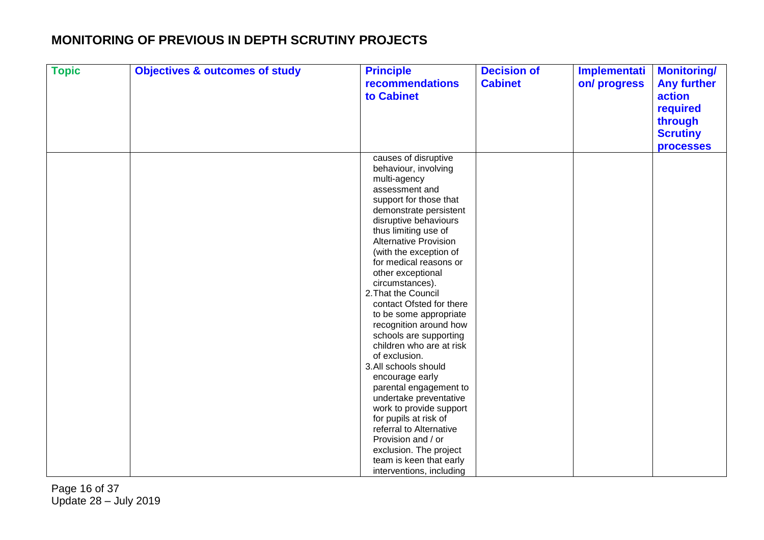## MONITORING OF PREVIOUS IN DEPTH SCRUTINY PROJECTS

| Topic | Objectives & outcomes of study | Principle recommendations to Cabinet | Decision of Cabinet | Implementation/ progress | Monitoring/ Any further action required through Scrutiny processes |
|---|---|---|---|---|---|
| | | causes of disruptive behaviour, involving multi-agency assessment and support for those that demonstrate persistent disruptive behaviours thus limiting use of Alternative Provision (with the exception of for medical reasons or other exceptional circumstances).<br>2. That the Council contact Ofsted for there to be some appropriate recognition around how schools are supporting children who are at risk of exclusion.<br>3. All schools should encourage early parental engagement to undertake preventative work to provide support for pupils at risk of referral to Alternative Provision and / or exclusion. The project team is keen that early interventions, including | | | |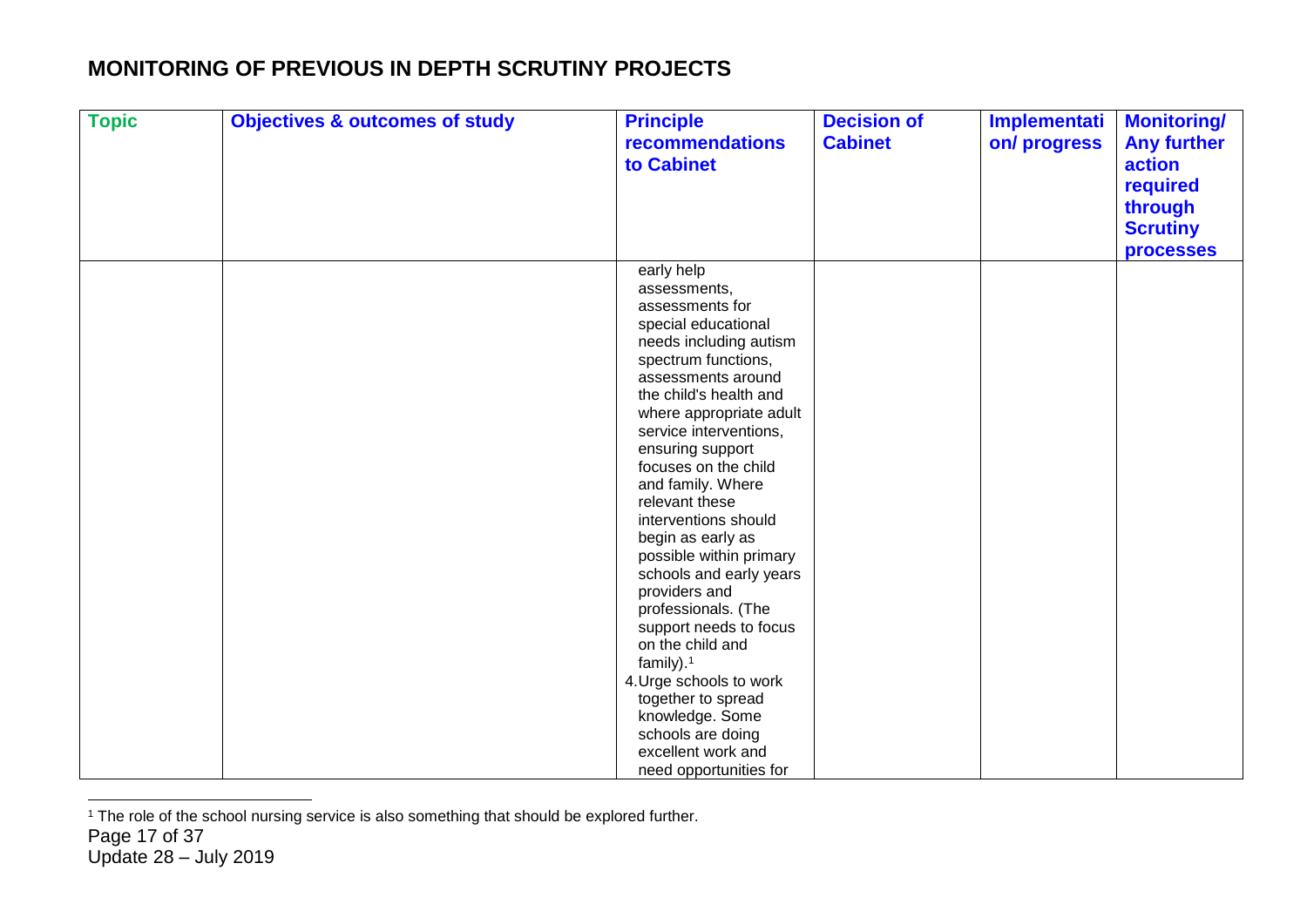## MONITORING OF PREVIOUS IN DEPTH SCRUTINY PROJECTS

| Topic | Objectives & outcomes of study | Principle recommendations to Cabinet | Decision of Cabinet | Implementation/ progress | Monitoring/ Any further action required through Scrutiny processes |
|---|---|---|---|---|---|
| | | early help assessments, assessments for special educational needs including autism spectrum functions, assessments around the child's health and where appropriate adult service interventions, ensuring support focuses on the child and family. Where relevant these interventions should begin as early as possible within primary schools and early years providers and professionals. (The support needs to focus on the child and family).[1]<br>4. Urge schools to work together to spread knowledge. Some schools are doing excellent work and need opportunities for | | | |

[1] The role of the school nursing service is also something that should be explored further.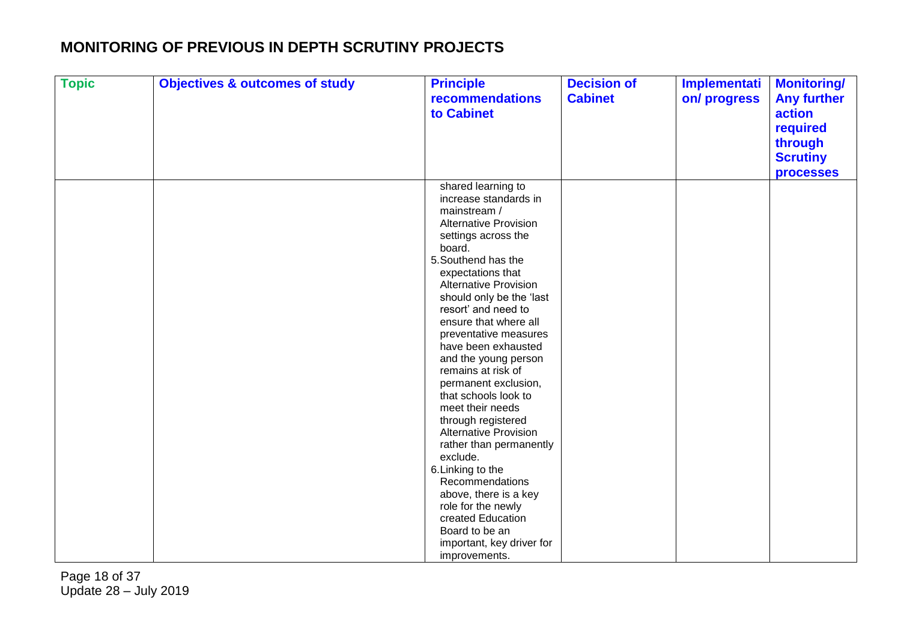## MONITORING OF PREVIOUS IN DEPTH SCRUTINY PROJECTS

| Topic | Objectives & outcomes of study | Principle recommendations to Cabinet | Decision of Cabinet | Implementation/ progress | Monitoring/ Any further action required through Scrutiny processes |
|---|---|---|---|---|---|
| | | shared learning to increase standards in mainstream / Alternative Provision settings across the board.<br>5. Southend has the expectations that Alternative Provision should only be the 'last resort' and need to ensure that where all preventative measures have been exhausted and the young person remains at risk of permanent exclusion, that schools look to meet their needs through registered Alternative Provision rather than permanently exclude.<br>6. Linking to the Recommendations above, there is a key role for the newly created Education Board to be an important, key driver for improvements. | | | |

Update 28 – July 2019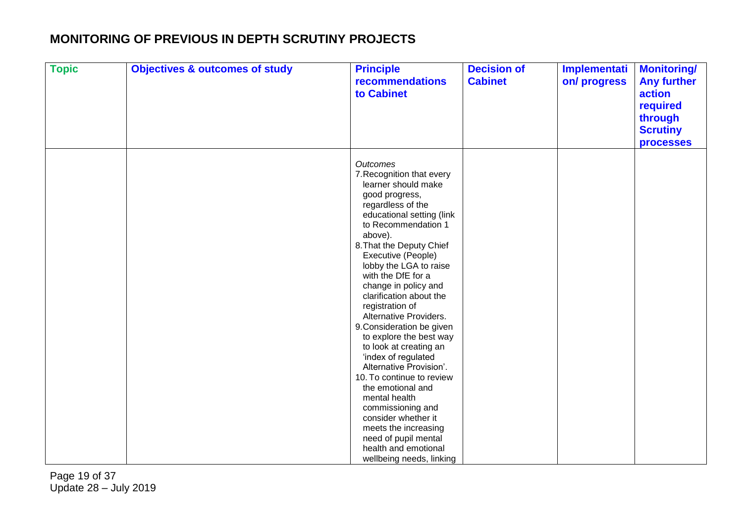# MONITORING OF PREVIOUS IN DEPTH SCRUTINY PROJECTS

| Topic | Objectives & outcomes of study | Principle recommendations to Cabinet | Decision of Cabinet | Implementation/ progress | Monitoring/ Any further action required through Scrutiny processes |
|---|---|---|---|---|---|
| | | *Outcomes*<br>7. Recognition that every learner should make good progress, regardless of the educational setting (link to Recommendation 1 above).<br>8. That the Deputy Chief Executive (People) lobby the LGA to raise with the DfE for a change in policy and clarification about the registration of Alternative Providers.<br>9. Consideration be given to explore the best way to look at creating an 'index of regulated Alternative Provision'.<br>10. To continue to review the emotional and mental health commissioning and consider whether it meets the increasing need of pupil mental health and emotional wellbeing needs, linking | | | |

Update 28 – July 2019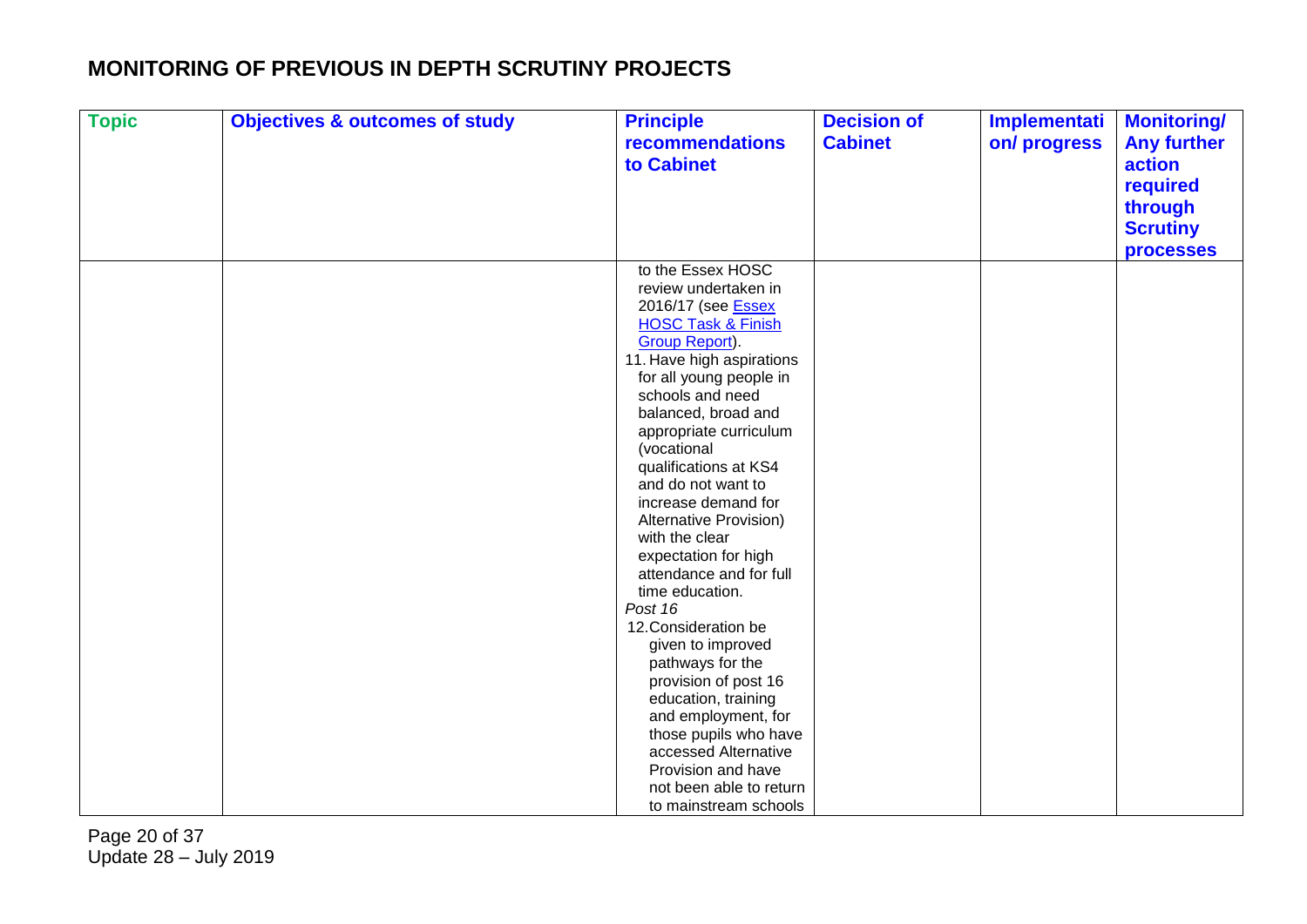# MONITORING OF PREVIOUS IN DEPTH SCRUTINY PROJECTS

| Topic | Objectives & outcomes of study | Principle recommendations to Cabinet | Decision of Cabinet | Implementation/ progress | Monitoring/ Any further action required through Scrutiny processes |
|---|---|---|---|---|---|
| | | to the Essex HOSC review undertaken in 2016/17 (see [Essex HOSC Task & Finish Group Report](#)).<br>11. Have high aspirations for all young people in schools and need balanced, broad and appropriate curriculum (vocational qualifications at KS4 and do not want to increase demand for Alternative Provision) with the clear expectation for high attendance and for full time education.<br>*Post 16*<br>12. Consideration be given to improved pathways for the provision of post 16 education, training and employment, for those pupils who have accessed Alternative Provision and have not been able to return to mainstream schools | | | |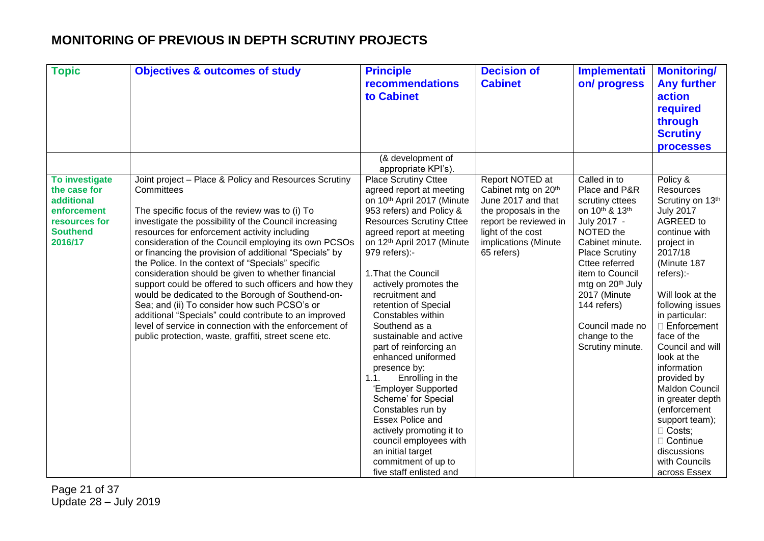# MONITORING OF PREVIOUS IN DEPTH SCRUTINY PROJECTS

| Topic | Objectives & outcomes of study | Principle recommendations to Cabinet | Decision of Cabinet | Implementation/ progress | Monitoring/ Any further action required through Scrutiny processes |
|---|---|---|---|---|---|
| | | (& development of appropriate KPI's). | | | |
| **To investigate the case for additional enforcement resources for Southend 2016/17** | Joint project – Place & Policy and Resources Scrutiny Committees<br><br>The specific focus of the review was to (i) To investigate the possibility of the Council increasing resources for enforcement activity including consideration of the Council employing its own PCSOs or financing the provision of additional "Specials" by the Police. In the context of "Specials" specific consideration should be given to whether financial support could be offered to such officers and how they would be dedicated to the Borough of Southend-on-Sea; and (ii) To consider how such PCSO's or additional "Specials" could contribute to an improved level of service in connection with the enforcement of public protection, waste, graffiti, street scene etc. | Place Scrutiny Cttee agreed report at meeting on 10th April 2017 (Minute 953 refers) and Policy & Resources Scrutiny Cttee agreed report at meeting on 12th April 2017 (Minute 979 refers):-<br><br>1. That the Council actively promotes the recruitment and retention of Special Constables within Southend as a sustainable and active part of reinforcing an enhanced uniformed presence by:<br>1.1. Enrolling in the 'Employer Supported Scheme' for Special Constables run by Essex Police and actively promoting it to council employees with an initial target commitment of up to five staff enlisted and | Report NOTED at Cabinet mtg on 20th June 2017 and that the proposals in the report be reviewed in light of the cost implications (Minute 65 refers) | Called in to Place and P&R scrutiny cttees on 10th & 13th July 2017 - NOTED the Cabinet minute. Place Scrutiny Cttee referred item to Council mtg on 20th July 2017 (Minute 144 refers)<br><br>Council made no change to the Scrutiny minute. | Policy & Resources Scrutiny on 13th July 2017 AGREED to continue with project in 2017/18 (Minute 187 refers):-<br><br>Will look at the following issues in particular:<br>- Enforcement face of the Council and will look at the information provided by Maldon Council in greater depth (enforcement support team);<br>- Costs;<br>- Continue discussions with Councils across Essex |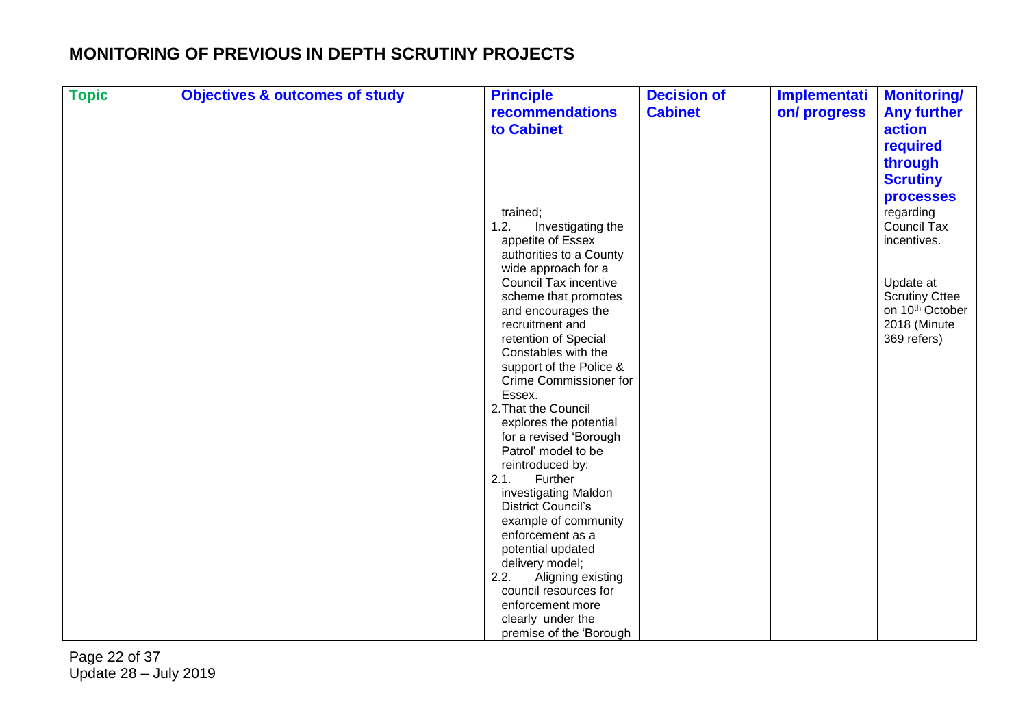# MONITORING OF PREVIOUS IN DEPTH SCRUTINY PROJECTS

| Topic | Objectives & outcomes of study | Principle recommendations to Cabinet | Decision of Cabinet | Implementation/ progress | Monitoring/ Any further action required through Scrutiny processes |
|---|---|---|---|---|---|
| | | trained;<br>1.2. Investigating the appetite of Essex authorities to a County wide approach for a Council Tax incentive scheme that promotes and encourages the recruitment and retention of Special Constables with the support of the Police & Crime Commissioner for Essex.<br>2. That the Council explores the potential for a revised 'Borough Patrol' model to be reintroduced by:<br>2.1. Further investigating Maldon District Council's example of community enforcement as a potential updated delivery model;<br>2.2. Aligning existing council resources for enforcement more clearly under the premise of the 'Borough | | | regarding Council Tax incentives.<br><br>Update at Scrutiny Cttee on 10th October 2018 (Minute 369 refers) |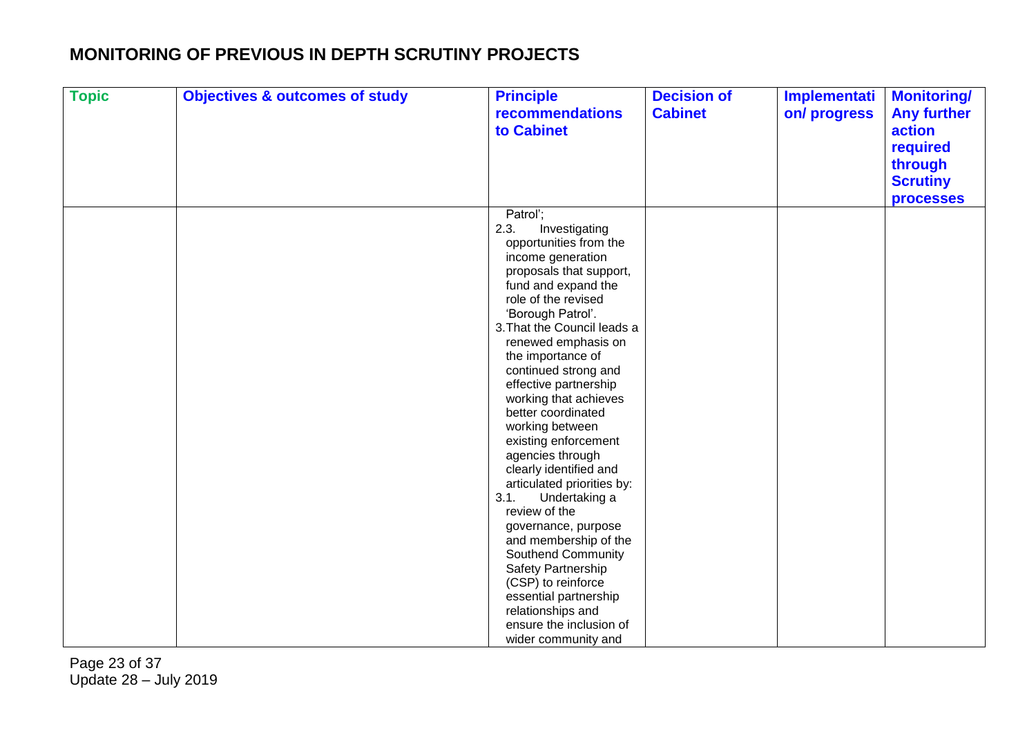# MONITORING OF PREVIOUS IN DEPTH SCRUTINY PROJECTS

| Topic | Objectives & outcomes of study | Principle recommendations to Cabinet | Decision of Cabinet | Implementation/ progress | Monitoring/ Any further action required through Scrutiny processes |
|---|---|---|---|---|---|
| | | Patrol';<br>2.3. Investigating opportunities from the income generation proposals that support, fund and expand the role of the revised 'Borough Patrol'.<br>3. That the Council leads a renewed emphasis on the importance of continued strong and effective partnership working that achieves better coordinated working between existing enforcement agencies through clearly identified and articulated priorities by:<br>3.1. Undertaking a review of the governance, purpose and membership of the Southend Community Safety Partnership (CSP) to reinforce essential partnership relationships and ensure the inclusion of wider community and | | | |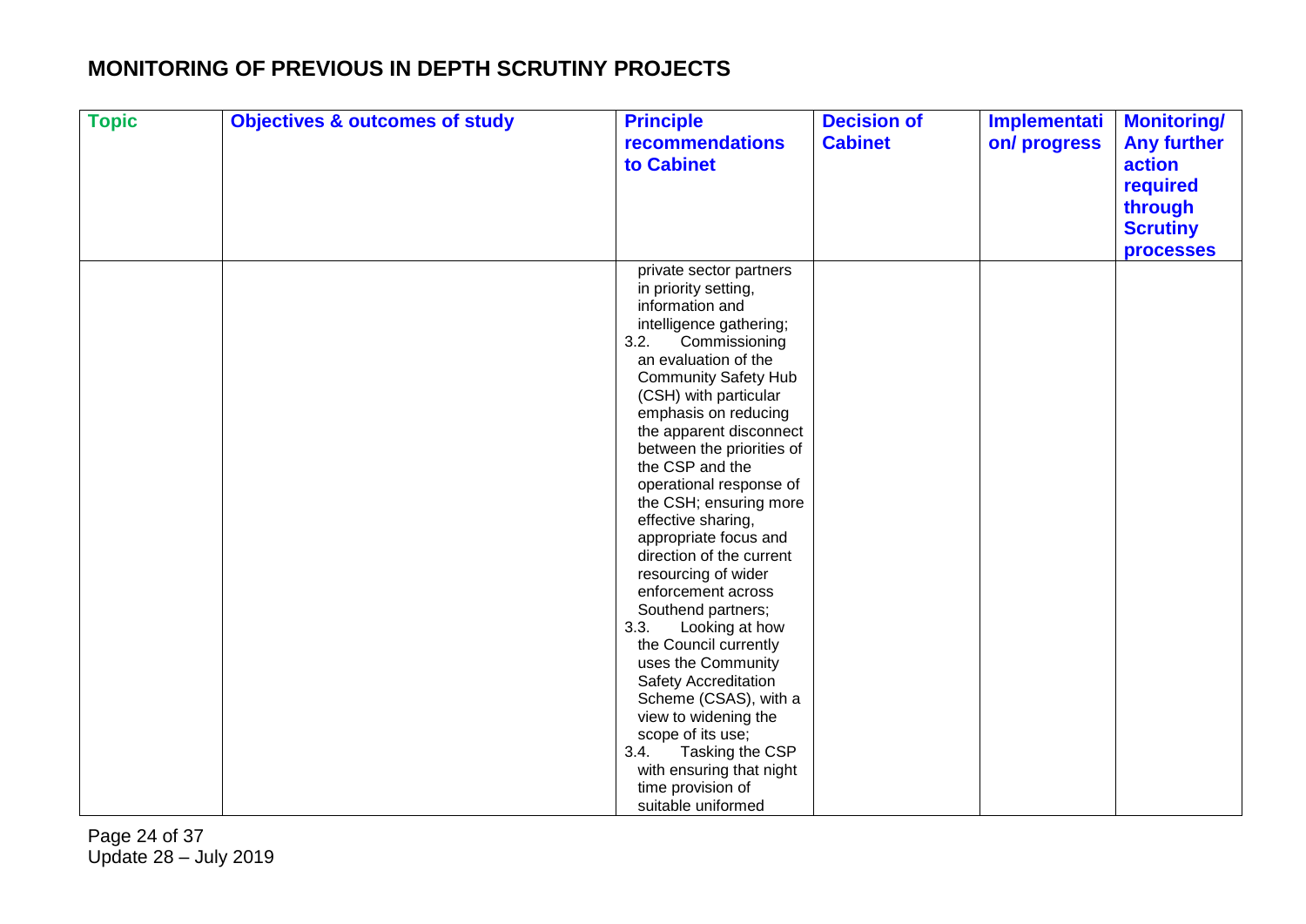# MONITORING OF PREVIOUS IN DEPTH SCRUTINY PROJECTS

| Topic | Objectives & outcomes of study | Principle recommendations to Cabinet | Decision of Cabinet | Implementation/ progress | Monitoring/ Any further action required through Scrutiny processes |
|---|---|---|---|---|---|
| | | private sector partners in priority setting, information and intelligence gathering;<br>3.2. Commissioning an evaluation of the Community Safety Hub (CSH) with particular emphasis on reducing the apparent disconnect between the priorities of the CSP and the operational response of the CSH; ensuring more effective sharing, appropriate focus and direction of the current resourcing of wider enforcement across Southend partners;<br>3.3. Looking at how the Council currently uses the Community Safety Accreditation Scheme (CSAS), with a view to widening the scope of its use;<br>3.4. Tasking the CSP with ensuring that night time provision of suitable uniformed | | | |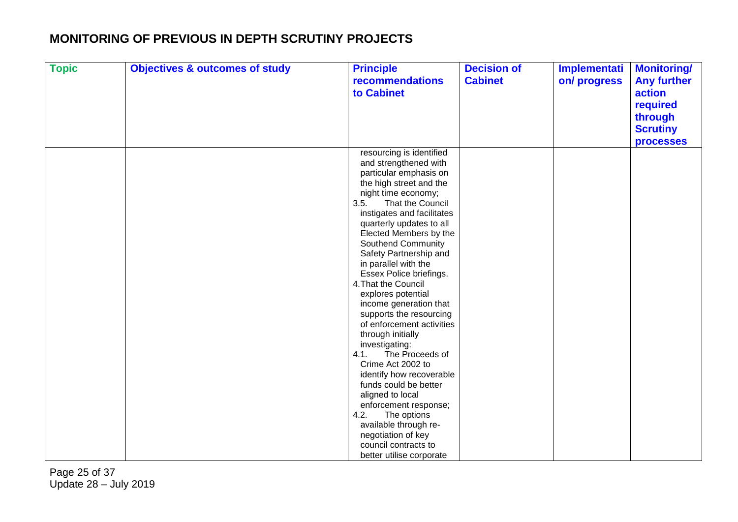# MONITORING OF PREVIOUS IN DEPTH SCRUTINY PROJECTS

| Topic | Objectives & outcomes of study | Principle recommendations to Cabinet | Decision of Cabinet | Implementation/ progress | Monitoring/ Any further action required through Scrutiny processes |
|---|---|---|---|---|---|
| | | resourcing is identified and strengthened with particular emphasis on the high street and the night time economy;<br>3.5. That the Council instigates and facilitates quarterly updates to all Elected Members by the Southend Community Safety Partnership and in parallel with the Essex Police briefings.<br>4. That the Council explores potential income generation that supports the resourcing of enforcement activities through initially investigating:<br>4.1. The Proceeds of Crime Act 2002 to identify how recoverable funds could be better aligned to local enforcement response;<br>4.2. The options available through re-negotiation of key council contracts to better utilise corporate | | | |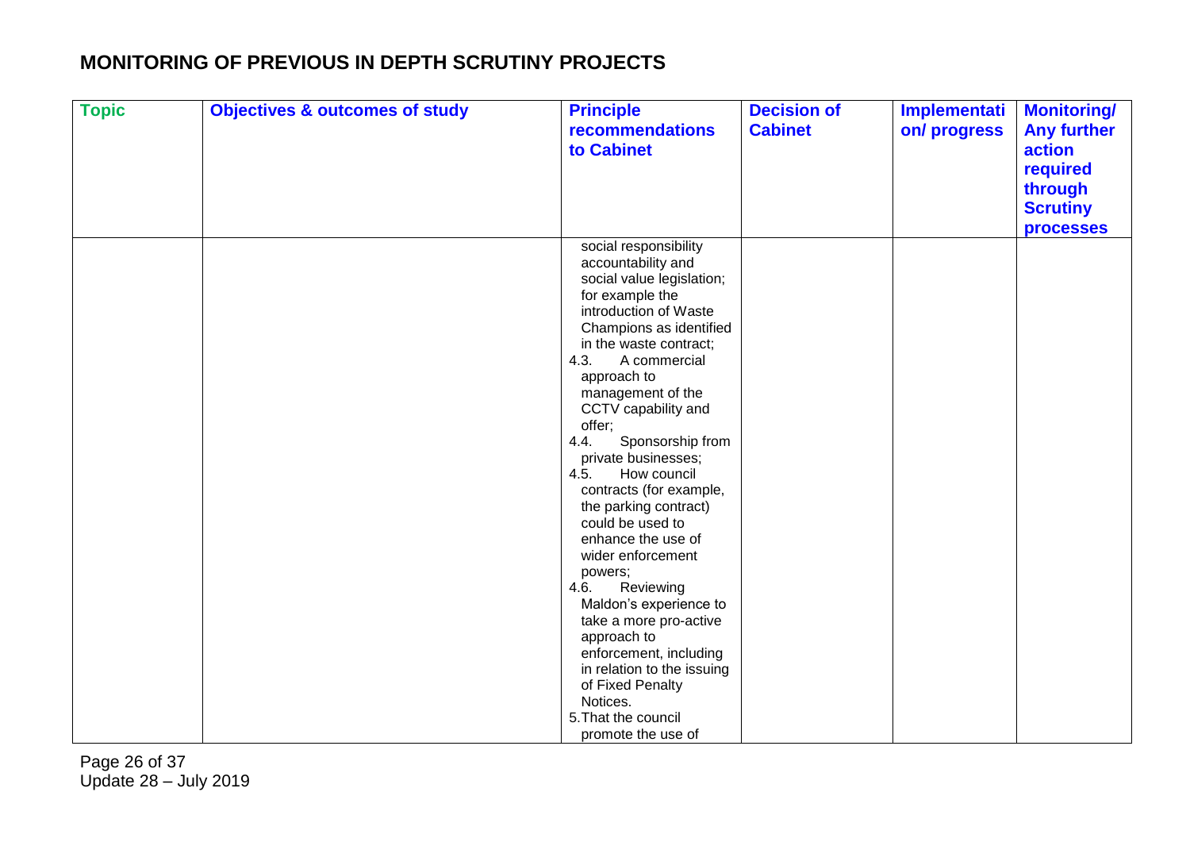# MONITORING OF PREVIOUS IN DEPTH SCRUTINY PROJECTS

| Topic | Objectives & outcomes of study | Principle recommendations to Cabinet | Decision of Cabinet | Implementation/ progress | Monitoring/ Any further action required through Scrutiny processes |
|---|---|---|---|---|---|
| | | social responsibility accountability and social value legislation; for example the introduction of Waste Champions as identified in the waste contract;<br>4.3. A commercial approach to management of the CCTV capability and offer;<br>4.4. Sponsorship from private businesses;<br>4.5. How council contracts (for example, the parking contract) could be used to enhance the use of wider enforcement powers;<br>4.6. Reviewing Maldon's experience to take a more pro-active approach to enforcement, including in relation to the issuing of Fixed Penalty Notices.<br>5. That the council promote the use of | | | |

Update 28 – July 2019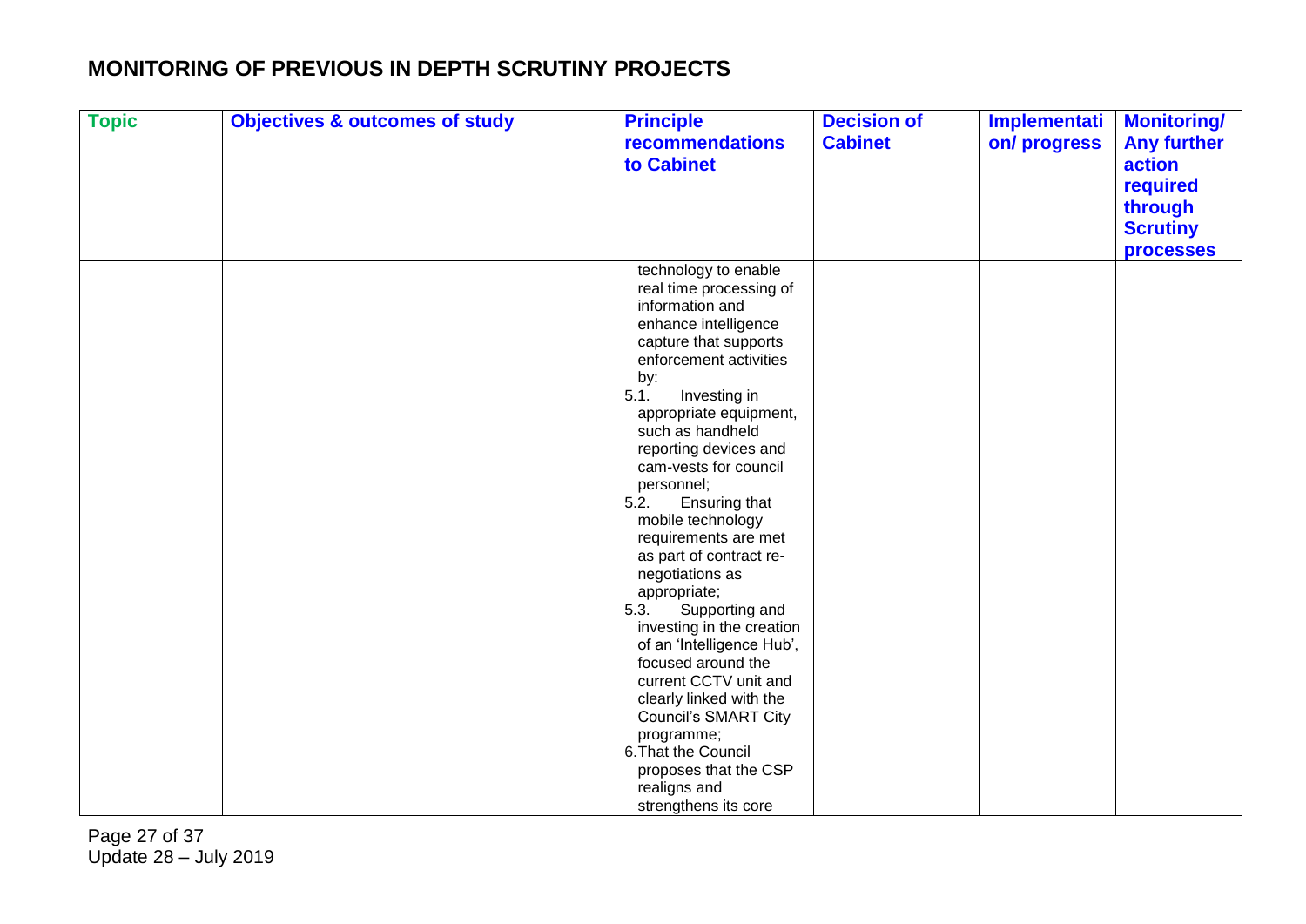# MONITORING OF PREVIOUS IN DEPTH SCRUTINY PROJECTS

| Topic | Objectives & outcomes of study | Principle recommendations to Cabinet | Decision of Cabinet | Implementation/ progress | Monitoring/ Any further action required through Scrutiny processes |
|---|---|---|---|---|---|
| | | technology to enable real time processing of information and enhance intelligence capture that supports enforcement activities by:<br>5.1. Investing in appropriate equipment, such as handheld reporting devices and cam-vests for council personnel;<br>5.2. Ensuring that mobile technology requirements are met as part of contract re-negotiations as appropriate;<br>5.3. Supporting and investing in the creation of an 'Intelligence Hub', focused around the current CCTV unit and clearly linked with the Council's SMART City programme;<br>6. That the Council proposes that the CSP realigns and strengthens its core | | | |

Update 28 – July 2019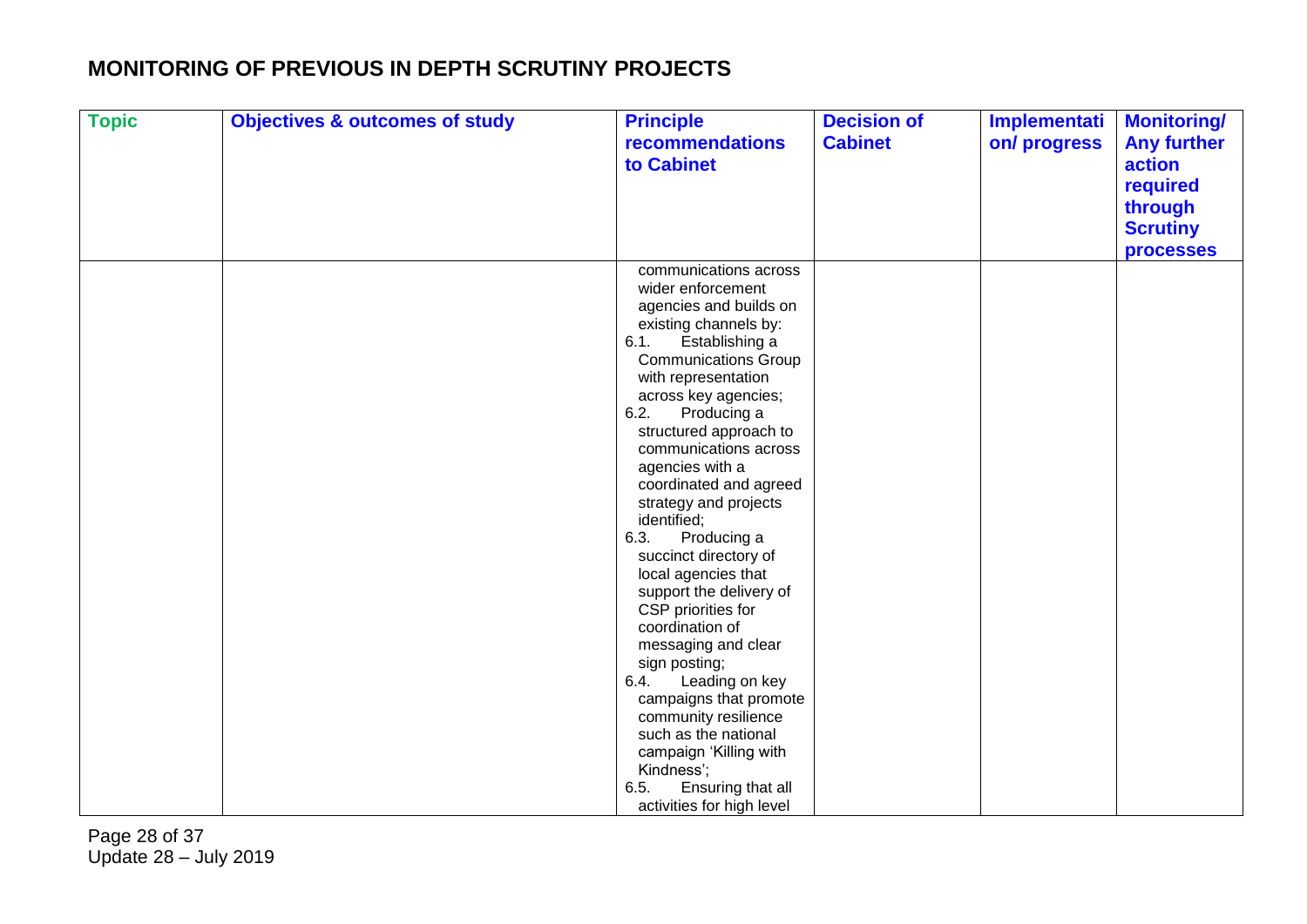# MONITORING OF PREVIOUS IN DEPTH SCRUTINY PROJECTS

| Topic | Objectives & outcomes of study | Principle recommendations to Cabinet | Decision of Cabinet | Implementation/ progress | Monitoring/ Any further action required through Scrutiny processes |
|---|---|---|---|---|---|
| | | communications across wider enforcement agencies and builds on existing channels by:<br>6.1. Establishing a Communications Group with representation across key agencies;<br>6.2. Producing a structured approach to communications across agencies with a coordinated and agreed strategy and projects identified;<br>6.3. Producing a succinct directory of local agencies that support the delivery of CSP priorities for coordination of messaging and clear sign posting;<br>6.4. Leading on key campaigns that promote community resilience such as the national campaign 'Killing with Kindness';<br>6.5. Ensuring that all activities for high level | | | |

Update 28 – July 2019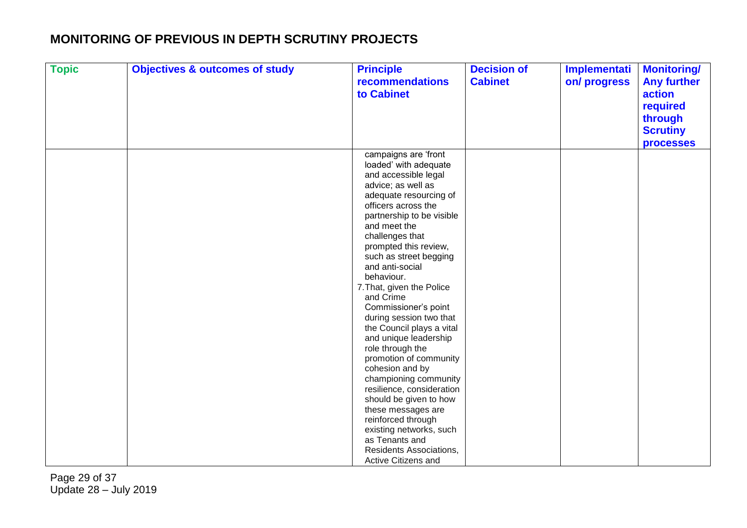# MONITORING OF PREVIOUS IN DEPTH SCRUTINY PROJECTS

| Topic | Objectives & outcomes of study | Principle recommendations to Cabinet | Decision of Cabinet | Implementation/ progress | Monitoring/ Any further action required through Scrutiny processes |
|---|---|---|---|---|---|
| | | campaigns are 'front loaded' with adequate and accessible legal advice; as well as adequate resourcing of officers across the partnership to be visible and meet the challenges that prompted this review, such as street begging and anti-social behaviour.<br>7. That, given the Police and Crime Commissioner's point during session two that the Council plays a vital and unique leadership role through the promotion of community cohesion and by championing community resilience, consideration should be given to how these messages are reinforced through existing networks, such as Tenants and Residents Associations, Active Citizens and | | | |

Update 28 – July 2019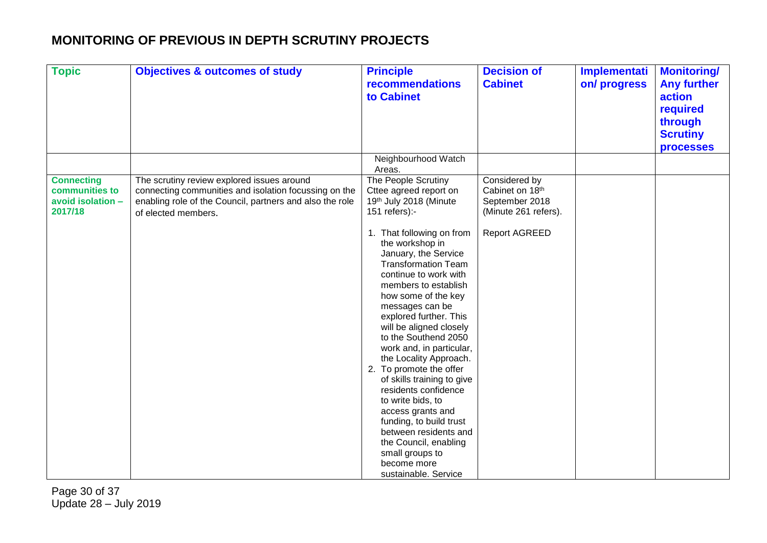## MONITORING OF PREVIOUS IN DEPTH SCRUTINY PROJECTS

| Topic | Objectives & outcomes of study | Principle recommendations to Cabinet | Decision of Cabinet | Implementation/ progress | Monitoring/ Any further action required through Scrutiny processes |
|---|---|---|---|---|---|
| | | Neighbourhood Watch Areas. | | | |
| **Connecting communities to avoid isolation – 2017/18** | The scrutiny review explored issues around connecting communities and isolation focussing on the enabling role of the Council, partners and also the role of elected members. | The People Scrutiny Cttee agreed report on 19th July 2018 (Minute 151 refers):-<br><br>1. That following on from the workshop in January, the Service Transformation Team continue to work with members to establish how some of the key messages can be explored further. This will be aligned closely to the Southend 2050 work and, in particular, the Locality Approach.<br>2. To promote the offer of skills training to give residents confidence to write bids, to access grants and funding, to build trust between residents and the Council, enabling small groups to become more sustainable. Service | Considered by Cabinet on 18th September 2018 (Minute 261 refers).<br><br>Report AGREED | | |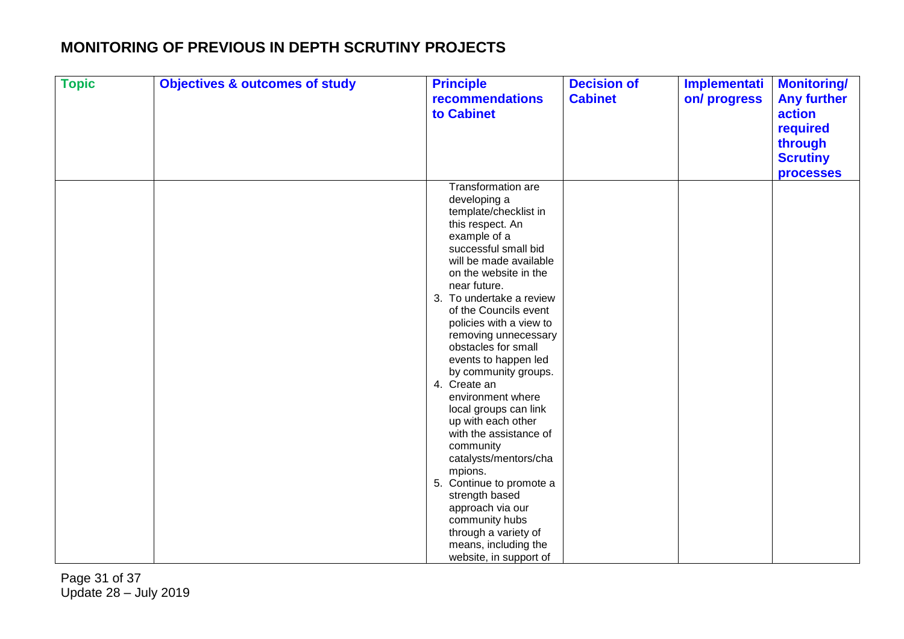## MONITORING OF PREVIOUS IN DEPTH SCRUTINY PROJECTS

| Topic | Objectives & outcomes of study | Principle recommendations to Cabinet | Decision of Cabinet | Implementation/ progress | Monitoring/ Any further action required through Scrutiny processes |
|---|---|---|---|---|---|
| | | Transformation are developing a template/checklist in this respect. An example of a successful small bid will be made available on the website in the near future.<br>3. To undertake a review of the Councils event policies with a view to removing unnecessary obstacles for small events to happen led by community groups.<br>4. Create an environment where local groups can link up with each other with the assistance of community catalysts/mentors/champions.<br>5. Continue to promote a strength based approach via our community hubs through a variety of means, including the website, in support of | | | |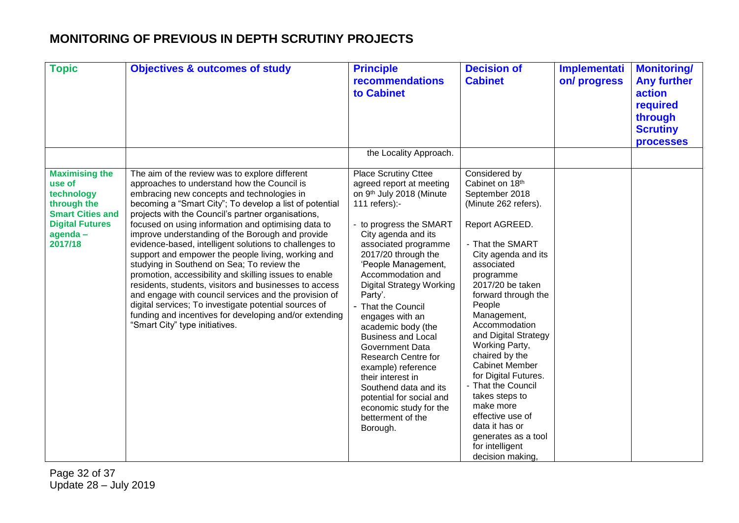# MONITORING OF PREVIOUS IN DEPTH SCRUTINY PROJECTS

| Topic | Objectives & outcomes of study | Principle recommendations to Cabinet | Decision of Cabinet | Implementation/ progress | Monitoring/ Any further action required through Scrutiny processes |
|---|---|---|---|---|---|
| | | the Locality Approach. | | | |
| **Maximising the use of technology through the Smart Cities and Digital Futures agenda – 2017/18** | The aim of the review was to explore different approaches to understand how the Council is embracing new concepts and technologies in becoming a "Smart City"; To develop a list of potential projects with the Council's partner organisations, focused on using information and optimising data to improve understanding of the Borough and provide evidence-based, intelligent solutions to challenges to support and empower the people living, working and studying in Southend on Sea; To review the promotion, accessibility and skilling issues to enable residents, students, visitors and businesses to access and engage with council services and the provision of digital services; To investigate potential sources of funding and incentives for developing and/or extending "Smart City" type initiatives. | Place Scrutiny Cttee agreed report at meeting on 9th July 2018 (Minute 111 refers):-<br><br>- to progress the SMART City agenda and its associated programme 2017/20 through the 'People Management, Accommodation and Digital Strategy Working Party'.<br>- That the Council engages with an academic body (the Business and Local Government Data Research Centre for example) reference their interest in Southend data and its potential for social and economic study for the betterment of the Borough. | Considered by Cabinet on 18th September 2018 (Minute 262 refers).<br><br>Report AGREED.<br><br>- That the SMART City agenda and its associated programme 2017/20 be taken forward through the People Management, Accommodation and Digital Strategy Working Party, chaired by the Cabinet Member for Digital Futures.<br>- That the Council takes steps to make more effective use of data it has or generates as a tool for intelligent decision making, | | |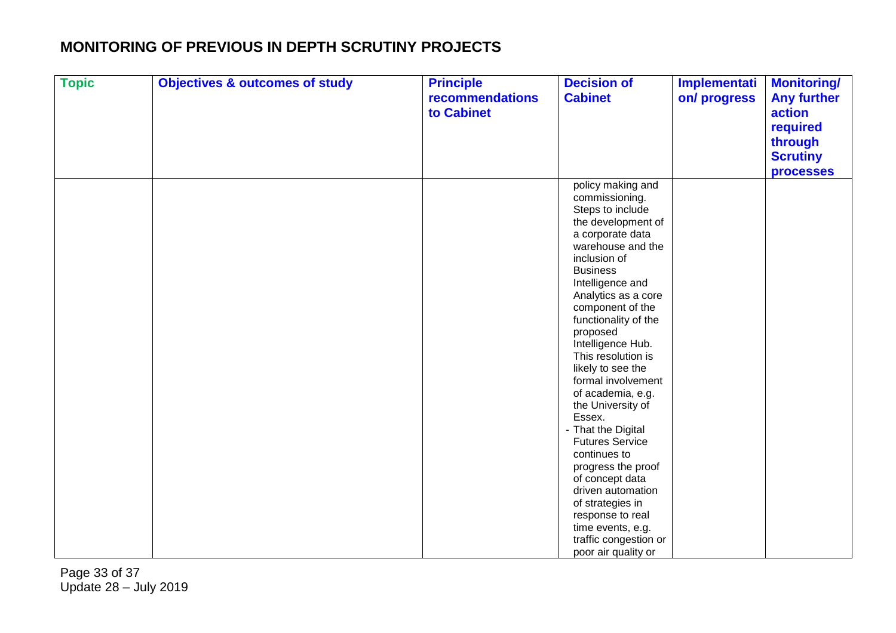## MONITORING OF PREVIOUS IN DEPTH SCRUTINY PROJECTS

| Topic | Objectives & outcomes of study | Principle recommendations to Cabinet | Decision of Cabinet | Implementation/ progress | Monitoring/ Any further action required through Scrutiny processes |
|---|---|---|---|---|---|
| | | | policy making and commissioning. Steps to include the development of a corporate data warehouse and the inclusion of Business Intelligence and Analytics as a core component of the functionality of the proposed Intelligence Hub. This resolution is likely to see the formal involvement of academia, e.g. the University of Essex.<br>- That the Digital Futures Service continues to progress the proof of concept data driven automation of strategies in response to real time events, e.g. traffic congestion or poor air quality or | | |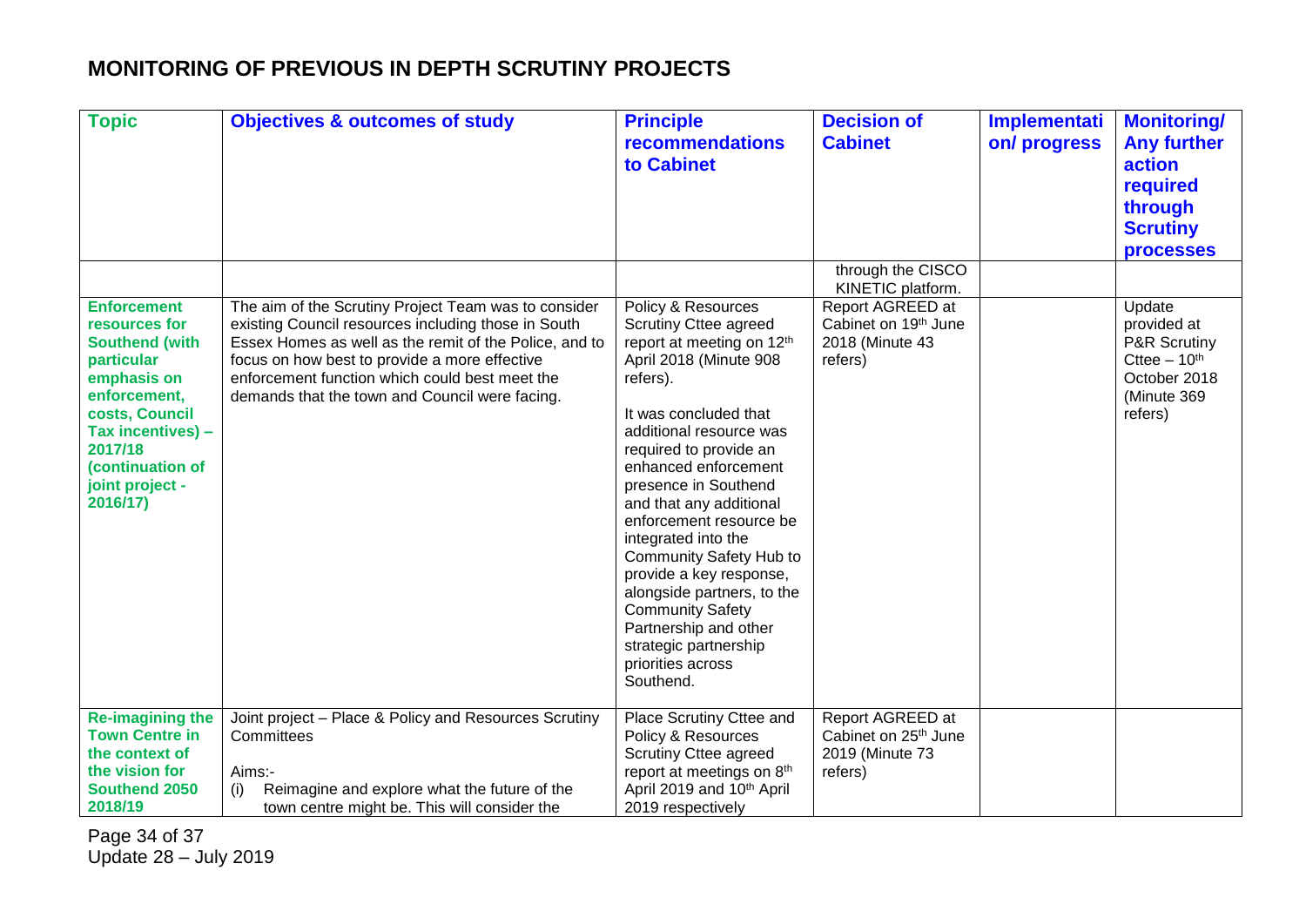# MONITORING OF PREVIOUS IN DEPTH SCRUTINY PROJECTS

| Topic | Objectives & outcomes of study | Principle recommendations to Cabinet | Decision of Cabinet | Implementation/ progress | Monitoring/ Any further action required through Scrutiny processes |
|---|---|---|---|---|---|
| | | | through the CISCO KINETIC platform. | | |
| **Enforcement resources for Southend (with particular emphasis on enforcement, costs, Council Tax incentives) – 2017/18 (continuation of joint project - 2016/17)** | The aim of the Scrutiny Project Team was to consider existing Council resources including those in South Essex Homes as well as the remit of the Police, and to focus on how best to provide a more effective enforcement function which could best meet the demands that the town and Council were facing. | Policy & Resources Scrutiny Cttee agreed report at meeting on 12th April 2018 (Minute 908 refers).<br><br>It was concluded that additional resource was required to provide an enhanced enforcement presence in Southend and that any additional enforcement resource be integrated into the Community Safety Hub to provide a key response, alongside partners, to the Community Safety Partnership and other strategic partnership priorities across Southend. | Report AGREED at Cabinet on 19th June 2018 (Minute 43 refers) | | Update provided at P&R Scrutiny Cttee – 10th October 2018 (Minute 369 refers) |
| **Re-imagining the Town Centre in the context of the vision for Southend 2050 2018/19** | Joint project – Place & Policy and Resources Scrutiny Committees<br><br>Aims:-<br>(i) Reimagine and explore what the future of the town centre might be. This will consider the | Place Scrutiny Cttee and Policy & Resources Scrutiny Cttee agreed report at meetings on 8th April 2019 and 10th April 2019 respectively | Report AGREED at Cabinet on 25th June 2019 (Minute 73 refers) | | |

Update 28 – July 2019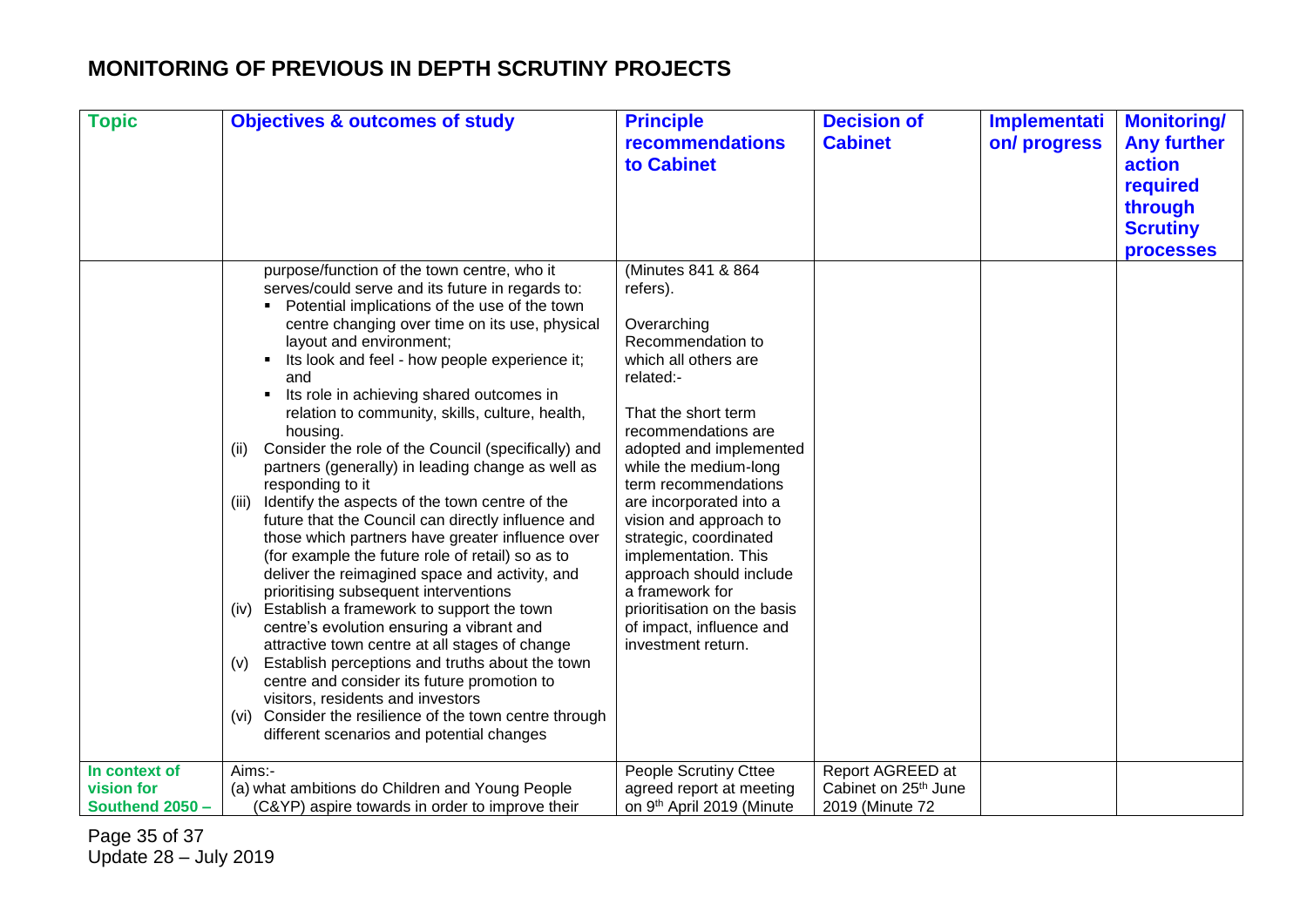# MONITORING OF PREVIOUS IN DEPTH SCRUTINY PROJECTS

| Topic | Objectives & outcomes of study | Principle recommendations to Cabinet | Decision of Cabinet | Implementation/ progress | Monitoring/ Any further action required through Scrutiny processes |
|---|---|---|---|---|---|
| | purpose/function of the town centre, who it serves/could serve and its future in regards to:<br>▪ Potential implications of the use of the town centre changing over time on its use, physical layout and environment;<br>▪ Its look and feel - how people experience it; and<br>▪ Its role in achieving shared outcomes in relation to community, skills, culture, health, housing.<br>(ii) Consider the role of the Council (specifically) and partners (generally) in leading change as well as responding to it<br>(iii) Identify the aspects of the town centre of the future that the Council can directly influence and those which partners have greater influence over (for example the future role of retail) so as to deliver the reimagined space and activity, and prioritising subsequent interventions<br>(iv) Establish a framework to support the town centre's evolution ensuring a vibrant and attractive town centre at all stages of change<br>(v) Establish perceptions and truths about the town centre and consider its future promotion to visitors, residents and investors<br>(vi) Consider the resilience of the town centre through different scenarios and potential changes | (Minutes 841 & 864 refers).<br><br>Overarching Recommendation to which all others are related:-<br><br>That the short term recommendations are adopted and implemented while the medium-long term recommendations are incorporated into a vision and approach to strategic, coordinated implementation. This approach should include a framework for prioritisation on the basis of impact, influence and investment return. | | | |
| In context of vision for Southend 2050 – | Aims:-<br>(a) what ambitions do Children and Young People (C&YP) aspire towards in order to improve their | People Scrutiny Cttee agreed report at meeting on 9th April 2019 (Minute | Report AGREED at Cabinet on 25th June 2019 (Minute 72 | | |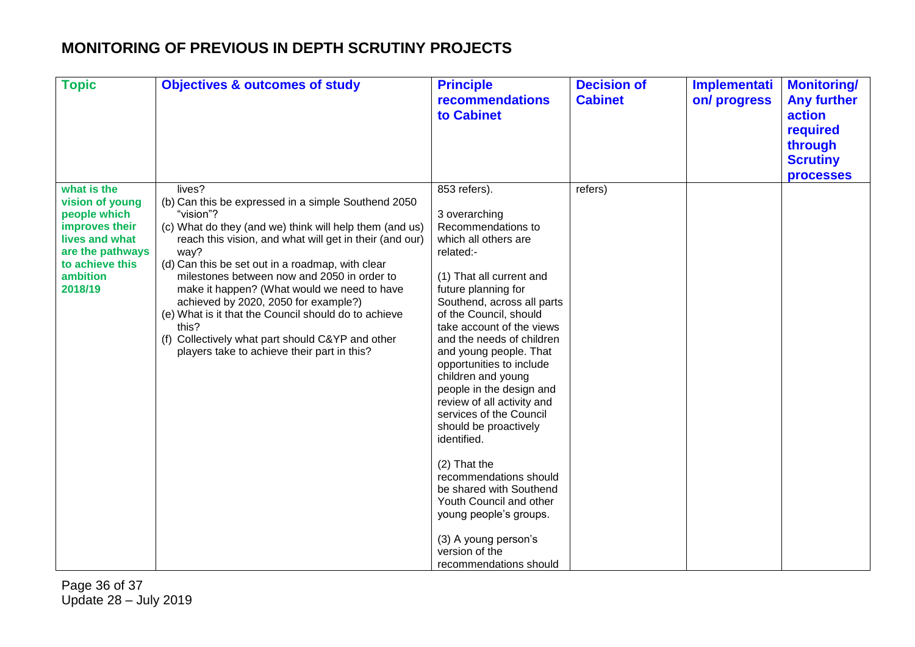# MONITORING OF PREVIOUS IN DEPTH SCRUTINY PROJECTS

| Topic | Objectives & outcomes of study | Principle recommendations to Cabinet | Decision of Cabinet | Implementation/ progress | Monitoring/ Any further action required through Scrutiny processes |
|---|---|---|---|---|---|
| **what is the vision of young people which improves their lives and what are the pathways to achieve this ambition 2018/19** | lives?<br>(b) Can this be expressed in a simple Southend 2050 "vision"?<br>(c) What do they (and we) think will help them (and us) reach this vision, and what will get in their (and our) way?<br>(d) Can this be set out in a roadmap, with clear milestones between now and 2050 in order to make it happen? (What would we need to have achieved by 2020, 2050 for example?)<br>(e) What is it that the Council should do to achieve this?<br>(f) Collectively what part should C&YP and other players take to achieve their part in this? | 853 refers).<br><br>3 overarching Recommendations to which all others are related:-<br><br>(1) That all current and future planning for Southend, across all parts of the Council, should take account of the views and the needs of children and young people. That opportunities to include children and young people in the design and review of all activity and services of the Council should be proactively identified.<br><br>(2) That the recommendations should be shared with Southend Youth Council and other young people's groups.<br><br>(3) A young person's version of the recommendations should | refers) | | |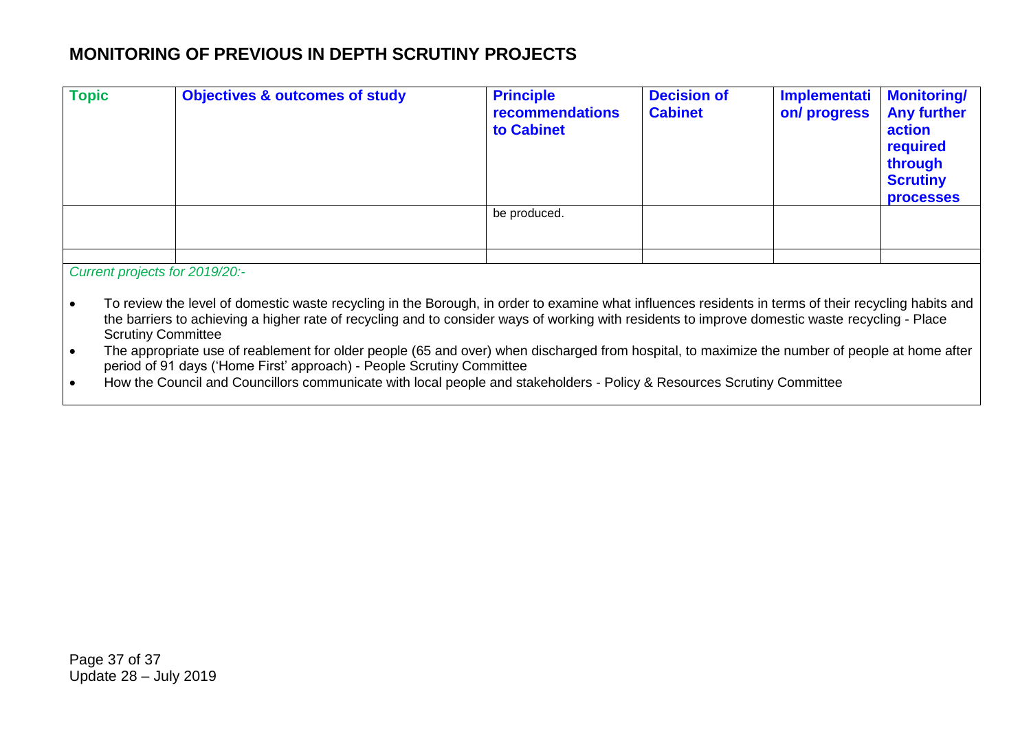## MONITORING OF PREVIOUS IN DEPTH SCRUTINY PROJECTS

| Topic | Objectives & outcomes of study | Principle recommendations to Cabinet | Decision of Cabinet | Implementation/ progress | Monitoring/ Any further action required through Scrutiny processes |
|---|---|---|---|---|---|
| | | be produced. | | | |
| | | | | | |

*Current projects for 2019/20:-*

- To review the level of domestic waste recycling in the Borough, in order to examine what influences residents in terms of their recycling habits and the barriers to achieving a higher rate of recycling and to consider ways of working with residents to improve domestic waste recycling - Place Scrutiny Committee
- The appropriate use of reablement for older people (65 and over) when discharged from hospital, to maximize the number of people at home after period of 91 days ('Home First' approach) - People Scrutiny Committee
- How the Council and Councillors communicate with local people and stakeholders - Policy & Resources Scrutiny Committee

Update 28 – July 2019